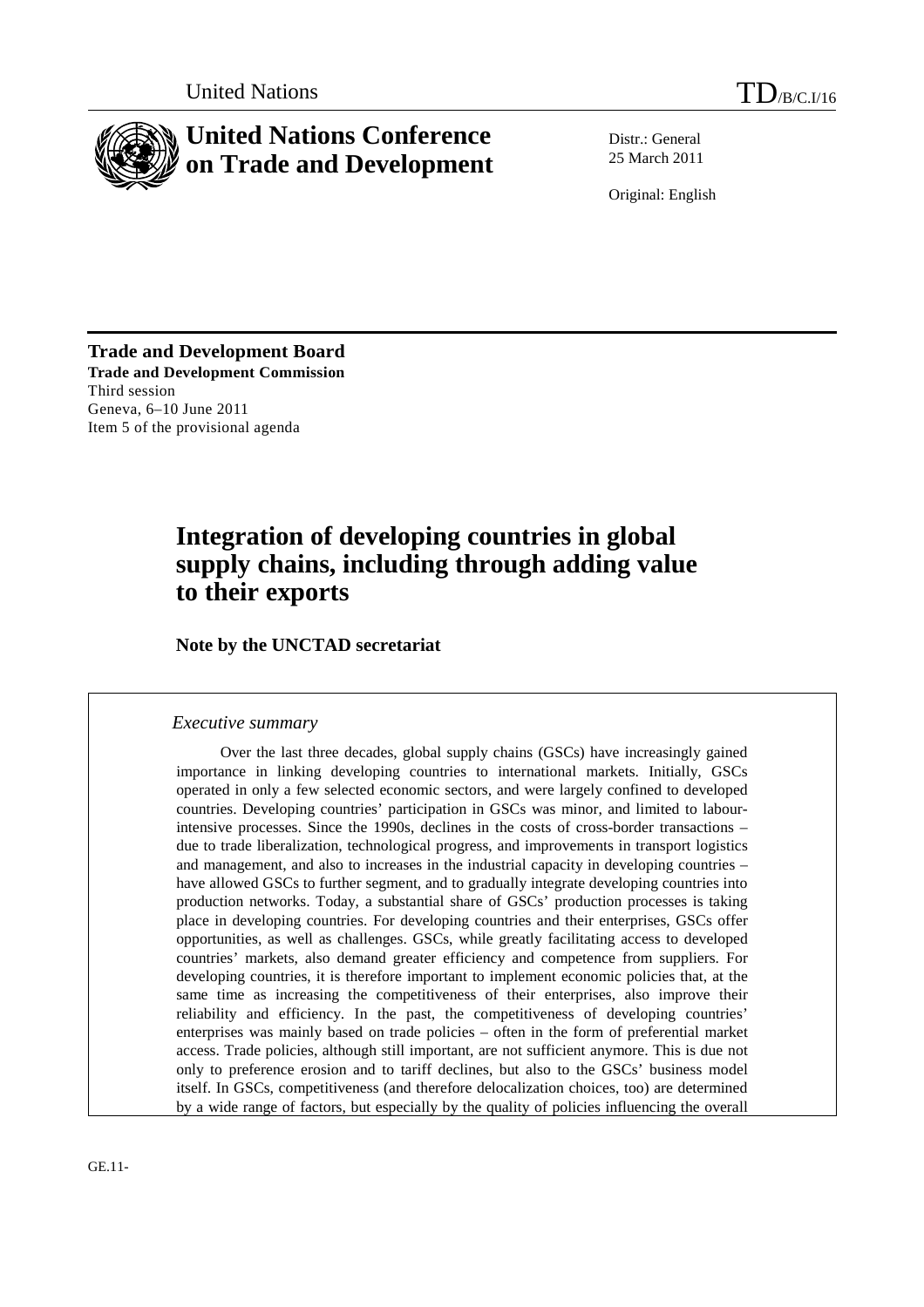United Nations TD/B/C.I/16

# United Nations Conference on Trade and Development

Distr.: General
25 March 2011

Original: English

**Trade and Development Board**
**Trade and Development Commission**
Third session
Geneva, 6–10 June 2011
Item 5 of the provisional agenda

# Integration of developing countries in global supply chains, including through adding value to their exports

**Note by the UNCTAD secretariat**

*Executive summary*

Over the last three decades, global supply chains (GSCs) have increasingly gained importance in linking developing countries to international markets. Initially, GSCs operated in only a few selected economic sectors, and were largely confined to developed countries. Developing countries' participation in GSCs was minor, and limited to labour-intensive processes. Since the 1990s, declines in the costs of cross-border transactions – due to trade liberalization, technological progress, and improvements in transport logistics and management, and also to increases in the industrial capacity in developing countries – have allowed GSCs to further segment, and to gradually integrate developing countries into production networks. Today, a substantial share of GSCs' production processes is taking place in developing countries. For developing countries and their enterprises, GSCs offer opportunities, as well as challenges. GSCs, while greatly facilitating access to developed countries' markets, also demand greater efficiency and competence from suppliers. For developing countries, it is therefore important to implement economic policies that, at the same time as increasing the competitiveness of their enterprises, also improve their reliability and efficiency. In the past, the competitiveness of developing countries' enterprises was mainly based on trade policies – often in the form of preferential market access. Trade policies, although still important, are not sufficient anymore. This is due not only to preference erosion and to tariff declines, but also to the GSCs' business model itself. In GSCs, competitiveness (and therefore delocalization choices, too) are determined by a wide range of factors, but especially by the quality of policies influencing the overall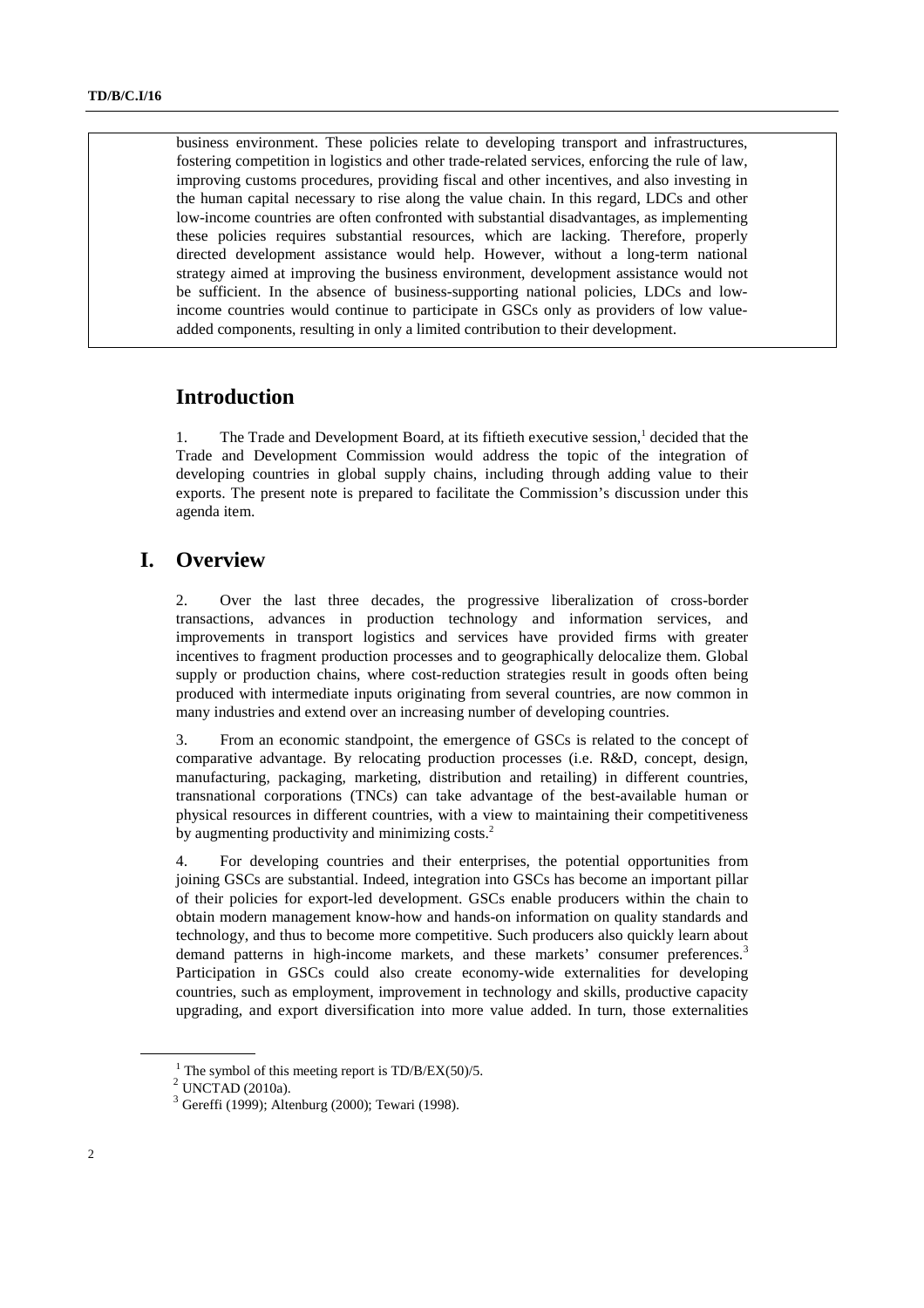business environment. These policies relate to developing transport and infrastructures, fostering competition in logistics and other trade-related services, enforcing the rule of law, improving customs procedures, providing fiscal and other incentives, and also investing in the human capital necessary to rise along the value chain. In this regard, LDCs and other low-income countries are often confronted with substantial disadvantages, as implementing these policies requires substantial resources, which are lacking. Therefore, properly directed development assistance would help. However, without a long-term national strategy aimed at improving the business environment, development assistance would not be sufficient. In the absence of business-supporting national policies, LDCs and low-income countries would continue to participate in GSCs only as providers of low value-added components, resulting in only a limited contribution to their development.

## Introduction

1. The Trade and Development Board, at its fiftieth executive session,[1] decided that the Trade and Development Commission would address the topic of the integration of developing countries in global supply chains, including through adding value to their exports. The present note is prepared to facilitate the Commission's discussion under this agenda item.

## I. Overview

2. Over the last three decades, the progressive liberalization of cross-border transactions, advances in production technology and information services, and improvements in transport logistics and services have provided firms with greater incentives to fragment production processes and to geographically delocalize them. Global supply or production chains, where cost-reduction strategies result in goods often being produced with intermediate inputs originating from several countries, are now common in many industries and extend over an increasing number of developing countries.

3. From an economic standpoint, the emergence of GSCs is related to the concept of comparative advantage. By relocating production processes (i.e. R&D, concept, design, manufacturing, packaging, marketing, distribution and retailing) in different countries, transnational corporations (TNCs) can take advantage of the best-available human or physical resources in different countries, with a view to maintaining their competitiveness by augmenting productivity and minimizing costs.[2]

4. For developing countries and their enterprises, the potential opportunities from joining GSCs are substantial. Indeed, integration into GSCs has become an important pillar of their policies for export-led development. GSCs enable producers within the chain to obtain modern management know-how and hands-on information on quality standards and technology, and thus to become more competitive. Such producers also quickly learn about demand patterns in high-income markets, and these markets' consumer preferences.[3] Participation in GSCs could also create economy-wide externalities for developing countries, such as employment, improvement in technology and skills, productive capacity upgrading, and export diversification into more value added. In turn, those externalities

[1] The symbol of this meeting report is TD/B/EX(50)/5.

[2] UNCTAD (2010a).

[3] Gereffi (1999); Altenburg (2000); Tewari (1998).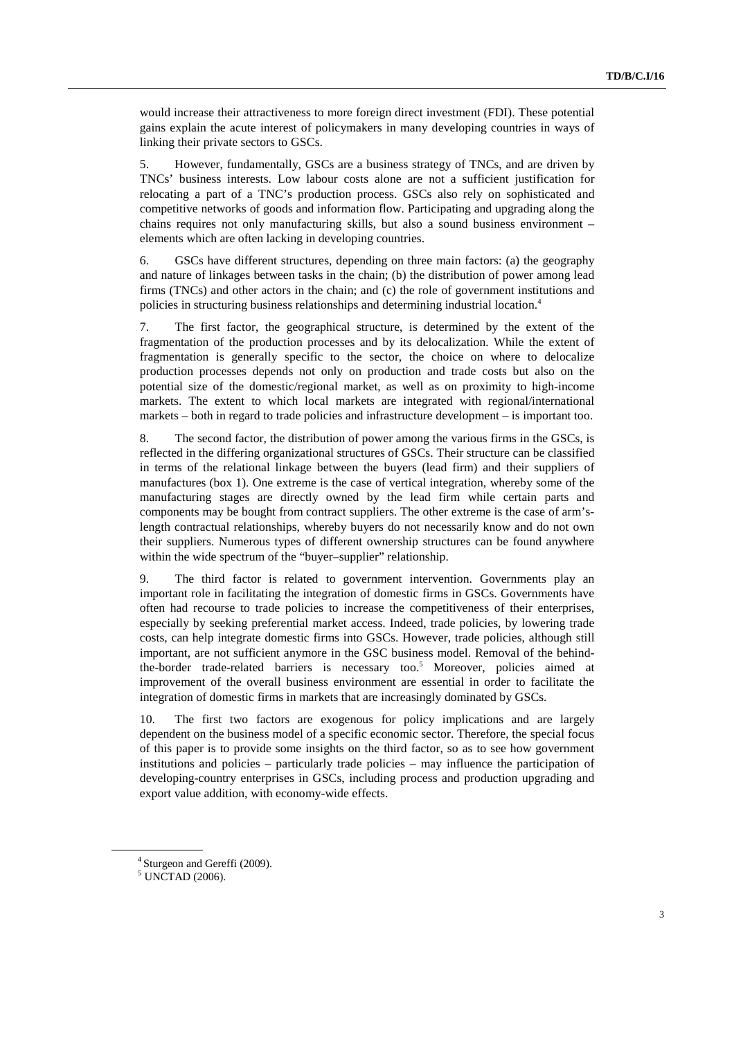would increase their attractiveness to more foreign direct investment (FDI). These potential gains explain the acute interest of policymakers in many developing countries in ways of linking their private sectors to GSCs.

5. However, fundamentally, GSCs are a business strategy of TNCs, and are driven by TNCs' business interests. Low labour costs alone are not a sufficient justification for relocating a part of a TNC's production process. GSCs also rely on sophisticated and competitive networks of goods and information flow. Participating and upgrading along the chains requires not only manufacturing skills, but also a sound business environment – elements which are often lacking in developing countries.

6. GSCs have different structures, depending on three main factors: (a) the geography and nature of linkages between tasks in the chain; (b) the distribution of power among lead firms (TNCs) and other actors in the chain; and (c) the role of government institutions and policies in structuring business relationships and determining industrial location.[4]

7. The first factor, the geographical structure, is determined by the extent of the fragmentation of the production processes and by its delocalization. While the extent of fragmentation is generally specific to the sector, the choice on where to delocalize production processes depends not only on production and trade costs but also on the potential size of the domestic/regional market, as well as on proximity to high-income markets. The extent to which local markets are integrated with regional/international markets – both in regard to trade policies and infrastructure development – is important too.

8. The second factor, the distribution of power among the various firms in the GSCs, is reflected in the differing organizational structures of GSCs. Their structure can be classified in terms of the relational linkage between the buyers (lead firm) and their suppliers of manufactures (box 1). One extreme is the case of vertical integration, whereby some of the manufacturing stages are directly owned by the lead firm while certain parts and components may be bought from contract suppliers. The other extreme is the case of arm's-length contractual relationships, whereby buyers do not necessarily know and do not own their suppliers. Numerous types of different ownership structures can be found anywhere within the wide spectrum of the "buyer–supplier" relationship.

9. The third factor is related to government intervention. Governments play an important role in facilitating the integration of domestic firms in GSCs. Governments have often had recourse to trade policies to increase the competitiveness of their enterprises, especially by seeking preferential market access. Indeed, trade policies, by lowering trade costs, can help integrate domestic firms into GSCs. However, trade policies, although still important, are not sufficient anymore in the GSC business model. Removal of the behind-the-border trade-related barriers is necessary too.[5] Moreover, policies aimed at improvement of the overall business environment are essential in order to facilitate the integration of domestic firms in markets that are increasingly dominated by GSCs.

10. The first two factors are exogenous for policy implications and are largely dependent on the business model of a specific economic sector. Therefore, the special focus of this paper is to provide some insights on the third factor, so as to see how government institutions and policies – particularly trade policies – may influence the participation of developing-country enterprises in GSCs, including process and production upgrading and export value addition, with economy-wide effects.

[4] Sturgeon and Gereffi (2009).

[5] UNCTAD (2006).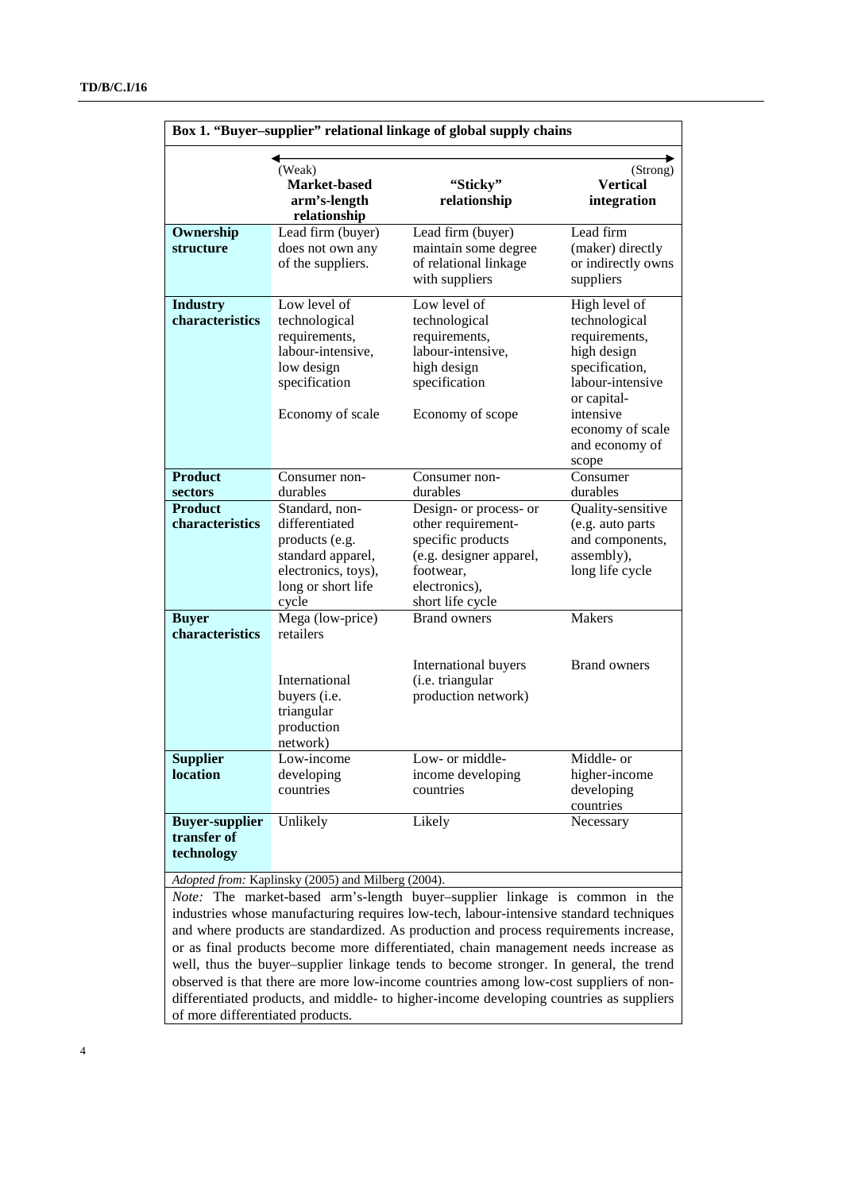**Box 1. "Buyer–supplier" relational linkage of global supply chains**

| | (Weak) **Market-based arm's-length relationship** | **"Sticky" relationship** | (Strong) **Vertical integration** |
|---|---|---|---|
| **Ownership structure** | Lead firm (buyer) does not own any of the suppliers. | Lead firm (buyer) maintain some degree of relational linkage with suppliers | Lead firm (maker) directly or indirectly owns suppliers |
| **Industry characteristics** | Low level of technological requirements, labour-intensive, low design specification<br><br>Economy of scale | Low level of technological requirements, labour-intensive, high design specification<br><br>Economy of scope | High level of technological requirements, high design specification, labour-intensive or capital-intensive economy of scale and economy of scope |
| **Product sectors** | Consumer non-durables | Consumer non-durables | Consumer durables |
| **Product characteristics** | Standard, non-differentiated products (e.g. standard apparel, electronics, toys), long or short life cycle | Design- or process- or other requirement-specific products (e.g. designer apparel, footwear, electronics), short life cycle | Quality-sensitive (e.g. auto parts and components, assembly), long life cycle |
| **Buyer characteristics** | Mega (low-price) retailers<br><br>International buyers (i.e. triangular production network) | Brand owners<br><br>International buyers (i.e. triangular production network) | Makers<br><br>Brand owners |
| **Supplier location** | Low-income developing countries | Low- or middle-income developing countries | Middle- or higher-income developing countries |
| **Buyer-supplier transfer of technology** | Unlikely | Likely | Necessary |

*Adopted from:* Kaplinsky (2005) and Milberg (2004).

*Note:* The market-based arm's-length buyer–supplier linkage is common in the industries whose manufacturing requires low-tech, labour-intensive standard techniques and where products are standardized. As production and process requirements increase, or as final products become more differentiated, chain management needs increase as well, thus the buyer–supplier linkage tends to become stronger. In general, the trend observed is that there are more low-income countries among low-cost suppliers of non-differentiated products, and middle- to higher-income developing countries as suppliers of more differentiated products.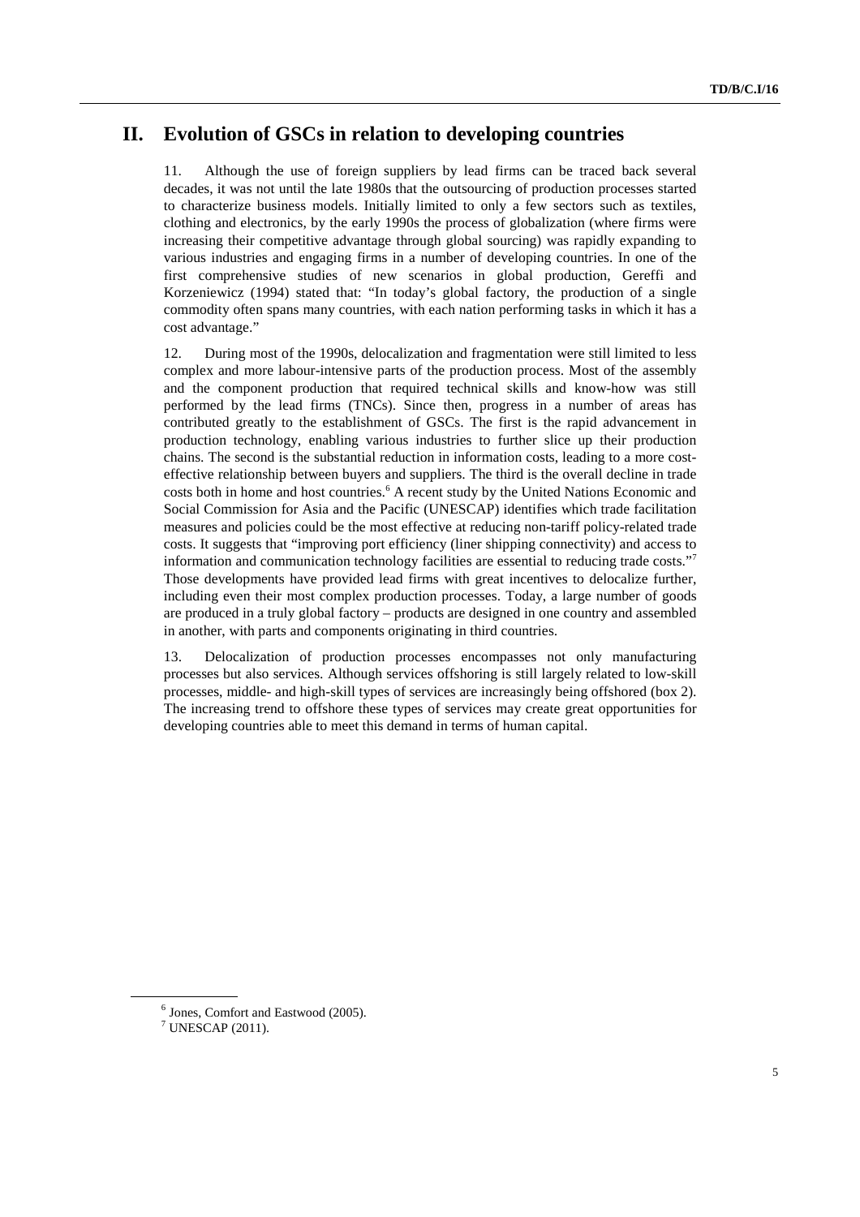## II. Evolution of GSCs in relation to developing countries

11. Although the use of foreign suppliers by lead firms can be traced back several decades, it was not until the late 1980s that the outsourcing of production processes started to characterize business models. Initially limited to only a few sectors such as textiles, clothing and electronics, by the early 1990s the process of globalization (where firms were increasing their competitive advantage through global sourcing) was rapidly expanding to various industries and engaging firms in a number of developing countries. In one of the first comprehensive studies of new scenarios in global production, Gereffi and Korzeniewicz (1994) stated that: "In today's global factory, the production of a single commodity often spans many countries, with each nation performing tasks in which it has a cost advantage."

12. During most of the 1990s, delocalization and fragmentation were still limited to less complex and more labour-intensive parts of the production process. Most of the assembly and the component production that required technical skills and know-how was still performed by the lead firms (TNCs). Since then, progress in a number of areas has contributed greatly to the establishment of GSCs. The first is the rapid advancement in production technology, enabling various industries to further slice up their production chains. The second is the substantial reduction in information costs, leading to a more cost-effective relationship between buyers and suppliers. The third is the overall decline in trade costs both in home and host countries.[6] A recent study by the United Nations Economic and Social Commission for Asia and the Pacific (UNESCAP) identifies which trade facilitation measures and policies could be the most effective at reducing non-tariff policy-related trade costs. It suggests that "improving port efficiency (liner shipping connectivity) and access to information and communication technology facilities are essential to reducing trade costs."[7] Those developments have provided lead firms with great incentives to delocalize further, including even their most complex production processes. Today, a large number of goods are produced in a truly global factory – products are designed in one country and assembled in another, with parts and components originating in third countries.

13. Delocalization of production processes encompasses not only manufacturing processes but also services. Although services offshoring is still largely related to low-skill processes, middle- and high-skill types of services are increasingly being offshored (box 2). The increasing trend to offshore these types of services may create great opportunities for developing countries able to meet this demand in terms of human capital.

---

[6] Jones, Comfort and Eastwood (2005).

[7] UNESCAP (2011).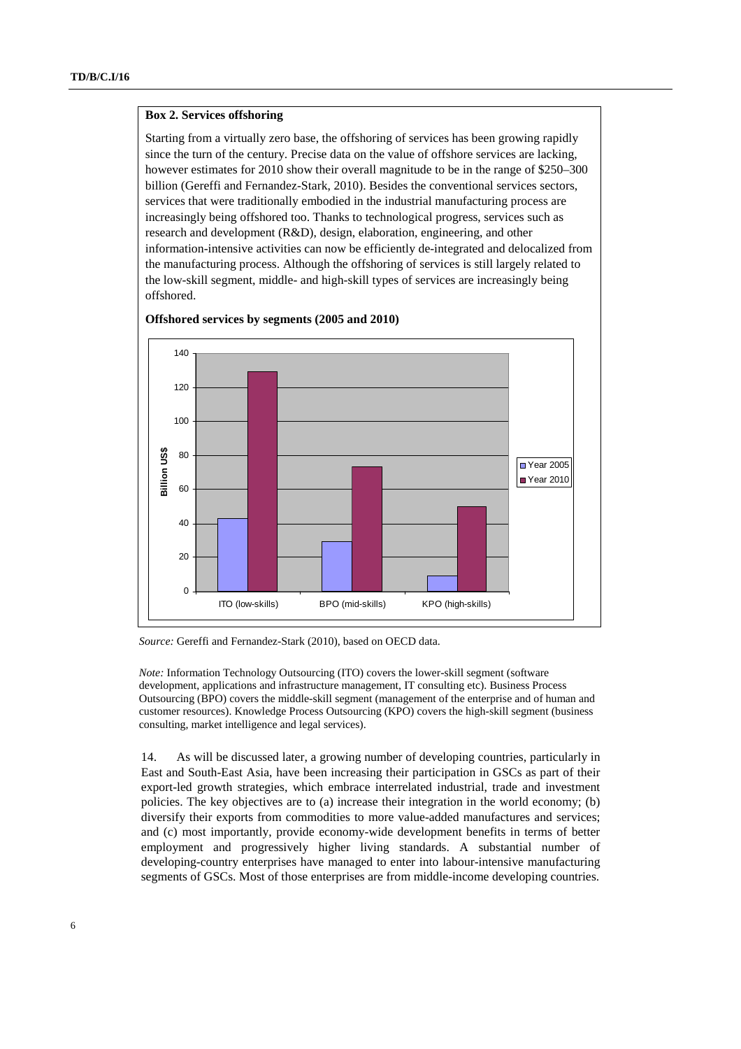**Box 2. Services offshoring**

Starting from a virtually zero base, the offshoring of services has been growing rapidly since the turn of the century. Precise data on the value of offshore services are lacking, however estimates for 2010 show their overall magnitude to be in the range of $250–300 billion (Gereffi and Fernandez-Stark, 2010). Besides the conventional services sectors, services that were traditionally embodied in the industrial manufacturing process are increasingly being offshored too. Thanks to technological progress, services such as research and development (R&D), design, elaboration, engineering, and other information-intensive activities can now be efficiently de-integrated and delocalized from the manufacturing process. Although the offshoring of services is still largely related to the low-skill segment, middle- and high-skill types of services are increasingly being offshored.

**Offshored services by segments (2005 and 2010)**

| Billion US$ | Year 2005 | Year 2010 |
| --- | --- | --- |
| ITO (low-skills) | 43 | 129 |
| BPO (mid-skills) | 29 | 73 |
| KPO (high-skills) | 9 | 50 |

*Source:* Gereffi and Fernandez-Stark (2010), based on OECD data.

*Note:* Information Technology Outsourcing (ITO) covers the lower-skill segment (software development, applications and infrastructure management, IT consulting etc). Business Process Outsourcing (BPO) covers the middle-skill segment (management of the enterprise and of human and customer resources). Knowledge Process Outsourcing (KPO) covers the high-skill segment (business consulting, market intelligence and legal services).

14. As will be discussed later, a growing number of developing countries, particularly in East and South-East Asia, have been increasing their participation in GSCs as part of their export-led growth strategies, which embrace interrelated industrial, trade and investment policies. The key objectives are to (a) increase their integration in the world economy; (b) diversify their exports from commodities to more value-added manufactures and services; and (c) most importantly, provide economy-wide development benefits in terms of better employment and progressively higher living standards. A substantial number of developing-country enterprises have managed to enter into labour-intensive manufacturing segments of GSCs. Most of those enterprises are from middle-income developing countries.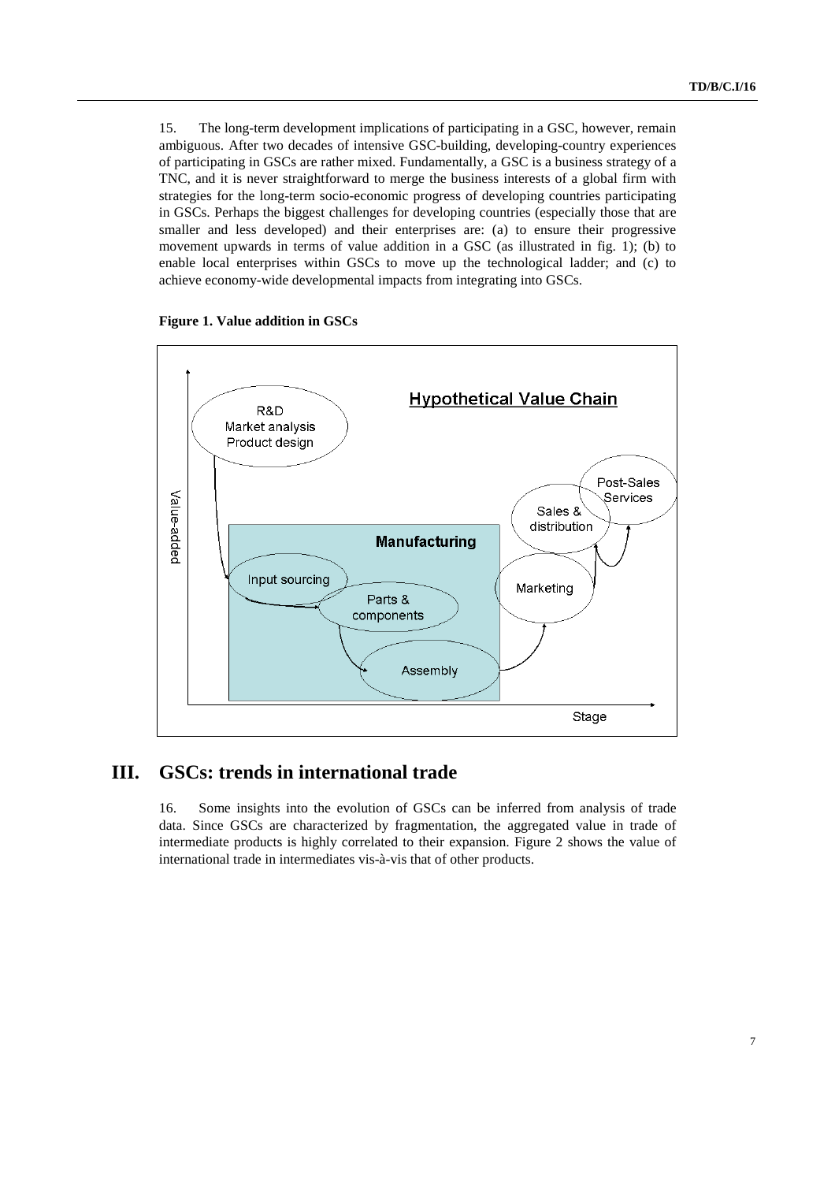15. The long-term development implications of participating in a GSC, however, remain ambiguous. After two decades of intensive GSC-building, developing-country experiences of participating in GSCs are rather mixed. Fundamentally, a GSC is a business strategy of a TNC, and it is never straightforward to merge the business interests of a global firm with strategies for the long-term socio-economic progress of developing countries participating in GSCs. Perhaps the biggest challenges for developing countries (especially those that are smaller and less developed) and their enterprises are: (a) to ensure their progressive movement upwards in terms of value addition in a GSC (as illustrated in fig. 1); (b) to enable local enterprises within GSCs to move up the technological ladder; and (c) to achieve economy-wide developmental impacts from integrating into GSCs.

**Figure 1. Value addition in GSCs**

Hypothetical Value Chain

Value-added

R&D
Market analysis
Product design

Manufacturing

Input sourcing

Parts & components

Assembly

Marketing

Sales & distribution

Post-Sales Services

Stage

# III. GSCs: trends in international trade

16. Some insights into the evolution of GSCs can be inferred from analysis of trade data. Since GSCs are characterized by fragmentation, the aggregated value in trade of intermediate products is highly correlated to their expansion. Figure 2 shows the value of international trade in intermediates vis-à-vis that of other products.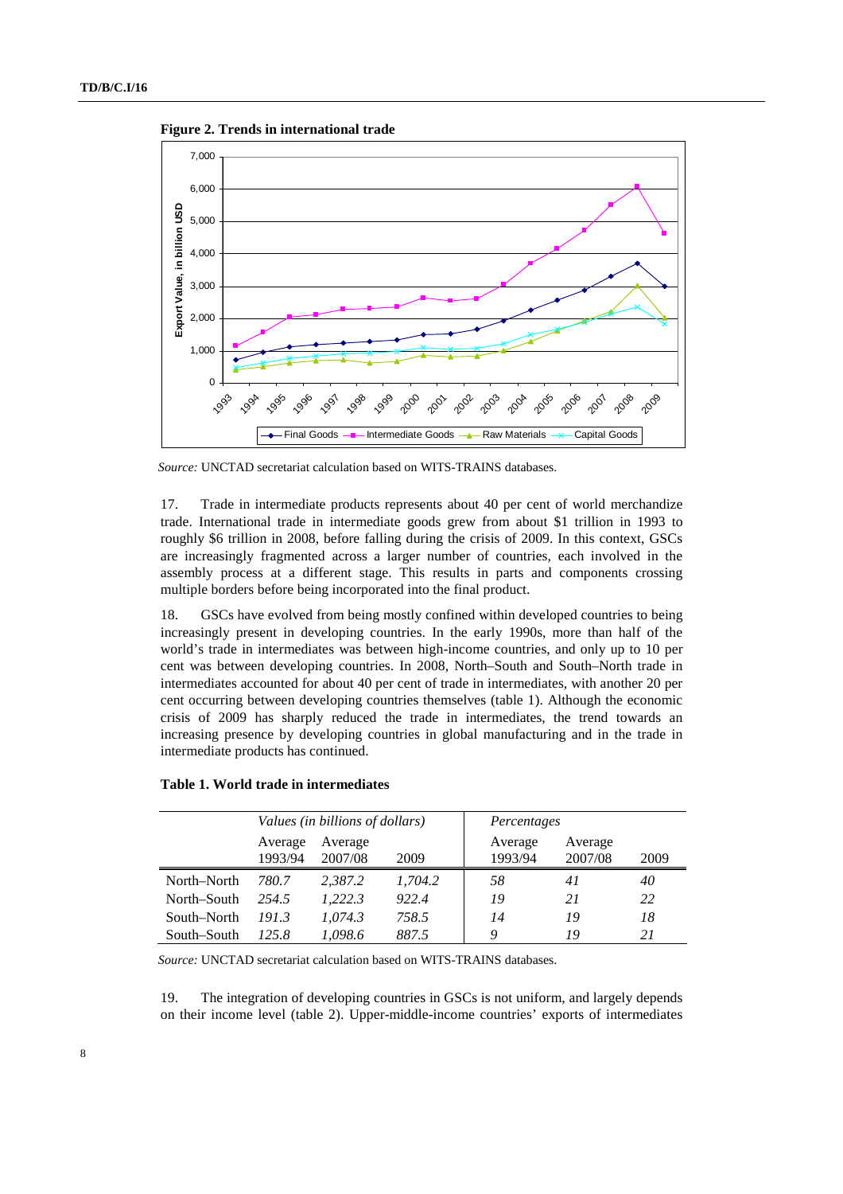**Figure 2. Trends in international trade**

*Source:* UNCTAD secretariat calculation based on WITS-TRAINS databases.

17. Trade in intermediate products represents about 40 per cent of world merchandize trade. International trade in intermediate goods grew from about $1 trillion in 1993 to roughly $6 trillion in 2008, before falling during the crisis of 2009. In this context, GSCs are increasingly fragmented across a larger number of countries, each involved in the assembly process at a different stage. This results in parts and components crossing multiple borders before being incorporated into the final product.

18. GSCs have evolved from being mostly confined within developed countries to being increasingly present in developing countries. In the early 1990s, more than half of the world's trade in intermediates was between high-income countries, and only up to 10 per cent was between developing countries. In 2008, North–South and South–North trade in intermediates accounted for about 40 per cent of trade in intermediates, with another 20 per cent occurring between developing countries themselves (table 1). Although the economic crisis of 2009 has sharply reduced the trade in intermediates, the trend towards an increasing presence by developing countries in global manufacturing and in the trade in intermediate products has continued.

**Table 1. World trade in intermediates**

| | *Values (in billions of dollars)* | | | *Percentages* | | |
|---|---|---|---|---|---|---|
| | Average 1993/94 | Average 2007/08 | 2009 | Average 1993/94 | Average 2007/08 | 2009 |
| North–North | *780.7* | *2,387.2* | *1,704.2* | *58* | *41* | *40* |
| North–South | *254.5* | *1,222.3* | *922.4* | *19* | *21* | *22* |
| South–North | *191.3* | *1,074.3* | *758.5* | *14* | *19* | *18* |
| South–South | *125.8* | *1,098.6* | *887.5* | *9* | *19* | *21* |

*Source:* UNCTAD secretariat calculation based on WITS-TRAINS databases.

19. The integration of developing countries in GSCs is not uniform, and largely depends on their income level (table 2). Upper-middle-income countries' exports of intermediates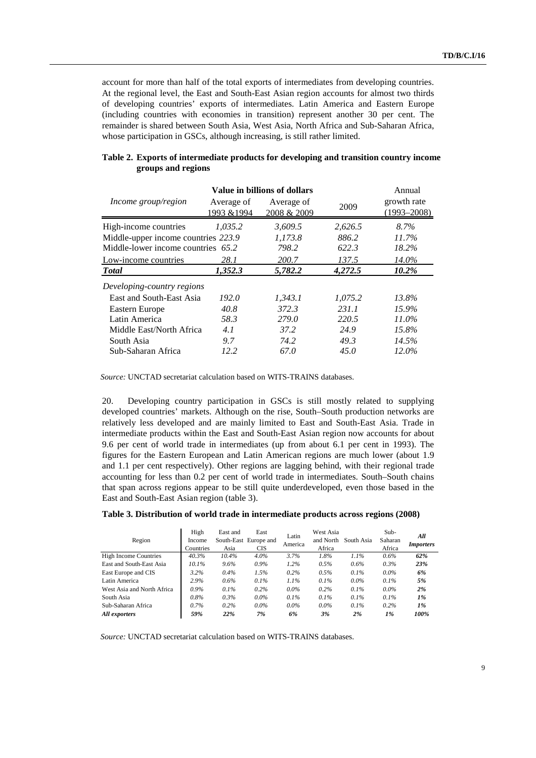account for more than half of the total exports of intermediates from developing countries. At the regional level, the East and South-East Asian region accounts for almost two thirds of developing countries' exports of intermediates. Latin America and Eastern Europe (including countries with economies in transition) represent another 30 per cent. The remainder is shared between South Asia, West Asia, North Africa and Sub-Saharan Africa, whose participation in GSCs, although increasing, is still rather limited.

**Table 2. Exports of intermediate products for developing and transition country income groups and regions**

| *Income group/region* | Value in billions of dollars | | | Annual growth rate (1993–2008) |
|---|---|---|---|---|
| | Average of 1993 &1994 | Average of 2008 & 2009 | 2009 | |
| High-income countries | *1,035.2* | *3,609.5* | *2,626.5* | *8.7%* |
| Middle-upper income countries | *223.9* | *1,173.8* | *886.2* | *11.7%* |
| Middle-lower income countries | *65.2* | *798.2* | *622.3* | *18.2%* |
| Low-income countries | *28.1* | *200.7* | *137.5* | *14.0%* |
| ***Total*** | ***1,352.3*** | ***5,782.2*** | ***4,272.5*** | ***10.2%*** |
| *Developing-country regions* | | | | |
| East and South-East Asia | *192.0* | *1,343.1* | *1,075.2* | *13.8%* |
| Eastern Europe | *40.8* | *372.3* | *231.1* | *15.9%* |
| Latin America | *58.3* | *279.0* | *220.5* | *11.0%* |
| Middle East/North Africa | *4.1* | *37.2* | *24.9* | *15.8%* |
| South Asia | *9.7* | *74.2* | *49.3* | *14.5%* |
| Sub-Saharan Africa | *12.2* | *67.0* | *45.0* | *12.0%* |

*Source:* UNCTAD secretariat calculation based on WITS-TRAINS databases.

20. Developing country participation in GSCs is still mostly related to supplying developed countries' markets. Although on the rise, South–South production networks are relatively less developed and are mainly limited to East and South-East Asia. Trade in intermediate products within the East and South-East Asian region now accounts for about 9.6 per cent of world trade in intermediates (up from about 6.1 per cent in 1993). The figures for the Eastern European and Latin American regions are much lower (about 1.9 and 1.1 per cent respectively). Other regions are lagging behind, with their regional trade accounting for less than 0.2 per cent of world trade in intermediates. South–South chains that span across regions appear to be still quite underdeveloped, even those based in the East and South-East Asian region (table 3).

**Table 3. Distribution of world trade in intermediate products across regions (2008)**

| Region | High Income Countries | East and South-East Asia | East Europe and CIS | Latin America | West Asia and North Africa | South Asia | Sub-Saharan Africa | ***All Importers*** |
|---|---|---|---|---|---|---|---|---|
| High Income Countries | *40.3%* | *10.4%* | *4.0%* | *3.7%* | *1.8%* | *1.1%* | *0.6%* | ***62%*** |
| East and South-East Asia | *10.1%* | *9.6%* | *0.9%* | *1.2%* | *0.5%* | *0.6%* | *0.3%* | ***23%*** |
| East Europe and CIS | *3.2%* | *0.4%* | *1.5%* | *0.2%* | *0.5%* | *0.1%* | *0.0%* | ***6%*** |
| Latin America | *2.9%* | *0.6%* | *0.1%* | *1.1%* | *0.1%* | *0.0%* | *0.1%* | ***5%*** |
| West Asia and North Africa | *0.9%* | *0.1%* | *0.2%* | *0.0%* | *0.2%* | *0.1%* | *0.0%* | ***2%*** |
| South Asia | *0.8%* | *0.3%* | *0.0%* | *0.1%* | *0.1%* | *0.1%* | *0.1%* | ***1%*** |
| Sub-Saharan Africa | *0.7%* | *0.2%* | *0.0%* | *0.0%* | *0.0%* | *0.1%* | *0.2%* | ***1%*** |
| ***All exporters*** | ***59%*** | ***22%*** | ***7%*** | ***6%*** | ***3%*** | ***2%*** | ***1%*** | ***100%*** |

*Source:* UNCTAD secretariat calculation based on WITS-TRAINS databases.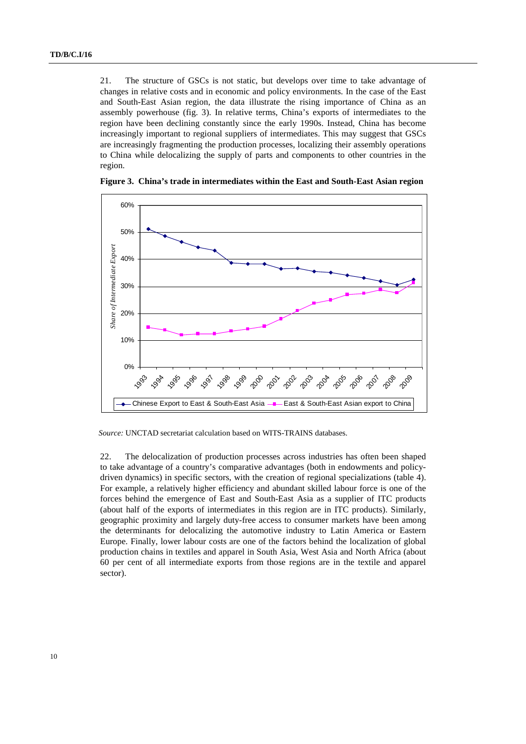21. The structure of GSCs is not static, but develops over time to take advantage of changes in relative costs and in economic and policy environments. In the case of the East and South-East Asian region, the data illustrate the rising importance of China as an assembly powerhouse (fig. 3). In relative terms, China's exports of intermediates to the region have been declining constantly since the early 1990s. Instead, China has become increasingly important to regional suppliers of intermediates. This may suggest that GSCs are increasingly fragmenting the production processes, localizing their assembly operations to China while delocalizing the supply of parts and components to other countries in the region.

**Figure 3. China's trade in intermediates within the East and South-East Asian region**

*Source:* UNCTAD secretariat calculation based on WITS-TRAINS databases.

22. The delocalization of production processes across industries has often been shaped to take advantage of a country's comparative advantages (both in endowments and policy-driven dynamics) in specific sectors, with the creation of regional specializations (table 4). For example, a relatively higher efficiency and abundant skilled labour force is one of the forces behind the emergence of East and South-East Asia as a supplier of ITC products (about half of the exports of intermediates in this region are in ITC products). Similarly, geographic proximity and largely duty-free access to consumer markets have been among the determinants for delocalizing the automotive industry to Latin America or Eastern Europe. Finally, lower labour costs are one of the factors behind the localization of global production chains in textiles and apparel in South Asia, West Asia and North Africa (about 60 per cent of all intermediate exports from those regions are in the textile and apparel sector).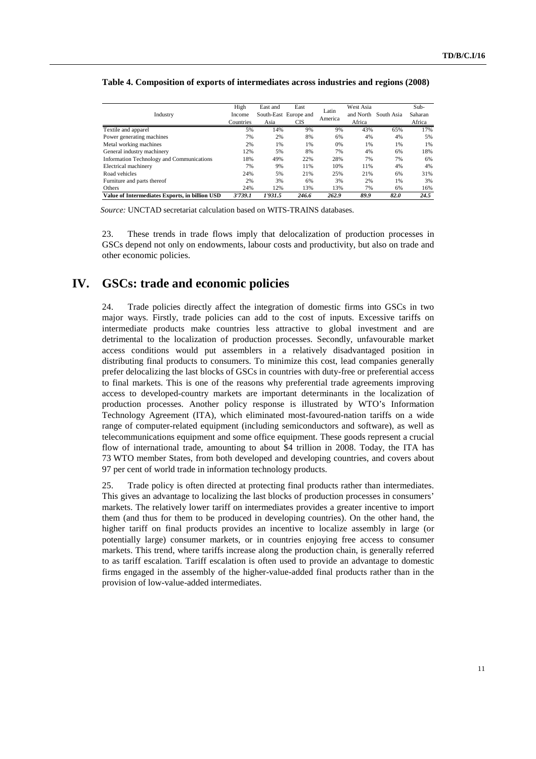**Table 4. Composition of exports of intermediates across industries and regions (2008)**

| Industry | High Income Countries | East and South-East Asia | East Europe and CIS | Latin America | West Asia and North Africa | South Asia | Sub-Saharan Africa |
|---|---|---|---|---|---|---|---|
| Textile and apparel | 5% | 14% | 9% | 9% | 43% | 65% | 17% |
| Power generating machines | 7% | 2% | 8% | 6% | 4% | 4% | 5% |
| Metal working machines | 2% | 1% | 1% | 0% | 1% | 1% | 1% |
| General industry machinery | 12% | 5% | 8% | 7% | 4% | 6% | 18% |
| Information Technology and Communications | 18% | 49% | 22% | 28% | 7% | 7% | 6% |
| Electrical machinery | 7% | 9% | 11% | 10% | 11% | 4% | 4% |
| Road vehicles | 24% | 5% | 21% | 25% | 21% | 6% | 31% |
| Furniture and parts thereof | 2% | 3% | 6% | 3% | 2% | 1% | 3% |
| Others | 24% | 12% | 13% | 13% | 7% | 6% | 16% |
| **Value of Intermediates Exports, in billion USD** | ***3'739.1*** | ***1'931.5*** | ***246.6*** | ***262.9*** | ***89.9*** | ***82.0*** | ***24.5*** |

*Source:* UNCTAD secretariat calculation based on WITS-TRAINS databases.

23. These trends in trade flows imply that delocalization of production processes in GSCs depend not only on endowments, labour costs and productivity, but also on trade and other economic policies.

# IV. GSCs: trade and economic policies

24. Trade policies directly affect the integration of domestic firms into GSCs in two major ways. Firstly, trade policies can add to the cost of inputs. Excessive tariffs on intermediate products make countries less attractive to global investment and are detrimental to the localization of production processes. Secondly, unfavourable market access conditions would put assemblers in a relatively disadvantaged position in distributing final products to consumers. To minimize this cost, lead companies generally prefer delocalizing the last blocks of GSCs in countries with duty-free or preferential access to final markets. This is one of the reasons why preferential trade agreements improving access to developed-country markets are important determinants in the localization of production processes. Another policy response is illustrated by WTO's Information Technology Agreement (ITA), which eliminated most-favoured-nation tariffs on a wide range of computer-related equipment (including semiconductors and software), as well as telecommunications equipment and some office equipment. These goods represent a crucial flow of international trade, amounting to about $4 trillion in 2008. Today, the ITA has 73 WTO member States, from both developed and developing countries, and covers about 97 per cent of world trade in information technology products.

25. Trade policy is often directed at protecting final products rather than intermediates. This gives an advantage to localizing the last blocks of production processes in consumers' markets. The relatively lower tariff on intermediates provides a greater incentive to import them (and thus for them to be produced in developing countries). On the other hand, the higher tariff on final products provides an incentive to localize assembly in large (or potentially large) consumer markets, or in countries enjoying free access to consumer markets. This trend, where tariffs increase along the production chain, is generally referred to as tariff escalation. Tariff escalation is often used to provide an advantage to domestic firms engaged in the assembly of the higher-value-added final products rather than in the provision of low-value-added intermediates.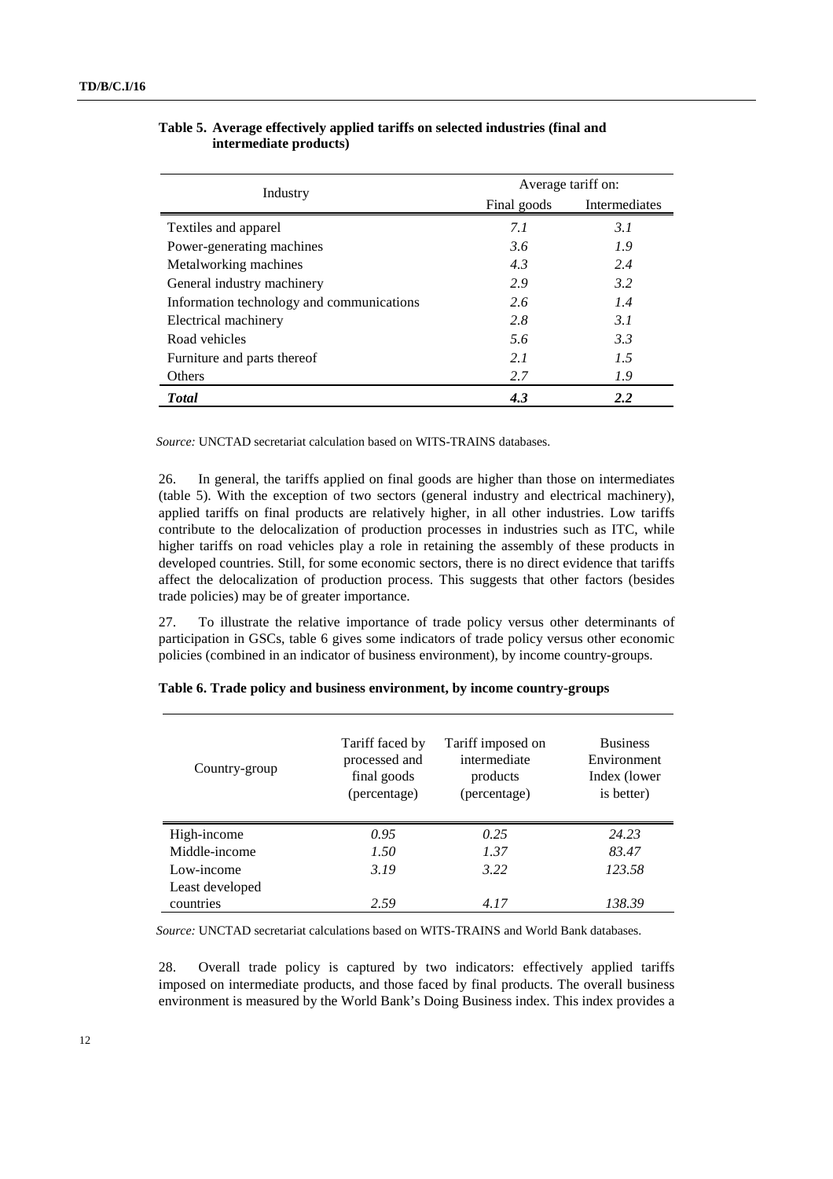**Table 5. Average effectively applied tariffs on selected industries (final and intermediate products)**

| Industry | Average tariff on: | |
|---|---|---|
| | Final goods | Intermediates |
| Textiles and apparel | *7.1* | *3.1* |
| Power-generating machines | *3.6* | *1.9* |
| Metalworking machines | *4.3* | *2.4* |
| General industry machinery | *2.9* | *3.2* |
| Information technology and communications | *2.6* | *1.4* |
| Electrical machinery | *2.8* | *3.1* |
| Road vehicles | *5.6* | *3.3* |
| Furniture and parts thereof | *2.1* | *1.5* |
| Others | *2.7* | *1.9* |
| ***Total*** | ***4.3*** | ***2.2*** |

*Source:* UNCTAD secretariat calculation based on WITS-TRAINS databases.

26. In general, the tariffs applied on final goods are higher than those on intermediates (table 5). With the exception of two sectors (general industry and electrical machinery), applied tariffs on final products are relatively higher, in all other industries. Low tariffs contribute to the delocalization of production processes in industries such as ITC, while higher tariffs on road vehicles play a role in retaining the assembly of these products in developed countries. Still, for some economic sectors, there is no direct evidence that tariffs affect the delocalization of production process. This suggests that other factors (besides trade policies) may be of greater importance.

27. To illustrate the relative importance of trade policy versus other determinants of participation in GSCs, table 6 gives some indicators of trade policy versus other economic policies (combined in an indicator of business environment), by income country-groups.

**Table 6. Trade policy and business environment, by income country-groups**

| Country-group | Tariff faced by processed and final goods (percentage) | Tariff imposed on intermediate products (percentage) | Business Environment Index (lower is better) |
|---|---|---|---|
| High-income | *0.95* | *0.25* | *24.23* |
| Middle-income | *1.50* | *1.37* | *83.47* |
| Low-income | *3.19* | *3.22* | *123.58* |
| Least developed countries | *2.59* | *4.17* | *138.39* |

*Source:* UNCTAD secretariat calculations based on WITS-TRAINS and World Bank databases.

28. Overall trade policy is captured by two indicators: effectively applied tariffs imposed on intermediate products, and those faced by final products. The overall business environment is measured by the World Bank's Doing Business index. This index provides a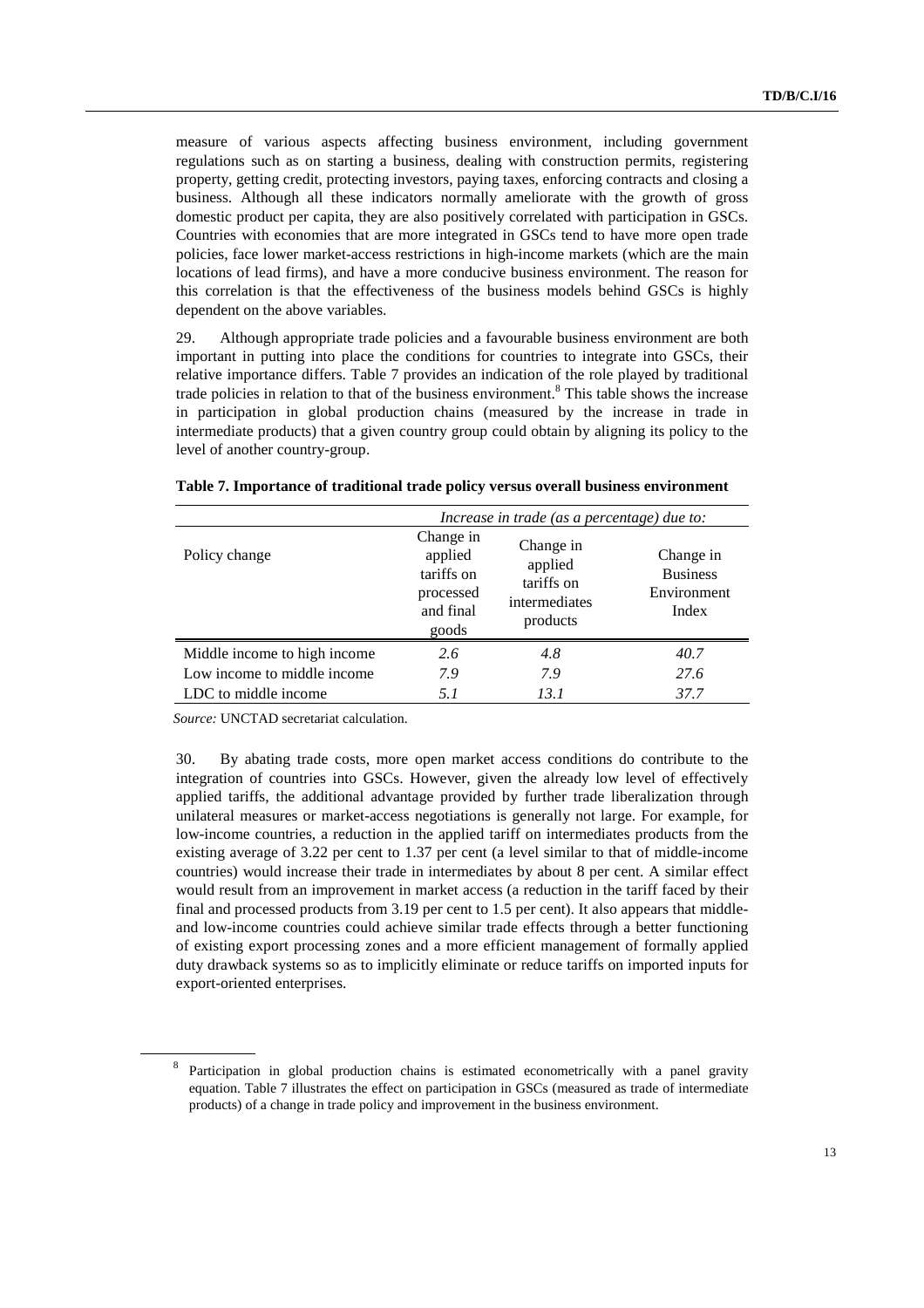measure of various aspects affecting business environment, including government regulations such as on starting a business, dealing with construction permits, registering property, getting credit, protecting investors, paying taxes, enforcing contracts and closing a business. Although all these indicators normally ameliorate with the growth of gross domestic product per capita, they are also positively correlated with participation in GSCs. Countries with economies that are more integrated in GSCs tend to have more open trade policies, face lower market-access restrictions in high-income markets (which are the main locations of lead firms), and have a more conducive business environment. The reason for this correlation is that the effectiveness of the business models behind GSCs is highly dependent on the above variables.

29. Although appropriate trade policies and a favourable business environment are both important in putting into place the conditions for countries to integrate into GSCs, their relative importance differs. Table 7 provides an indication of the role played by traditional trade policies in relation to that of the business environment.[8] This table shows the increase in participation in global production chains (measured by the increase in trade in intermediate products) that a given country group could obtain by aligning its policy to the level of another country-group.

**Table 7. Importance of traditional trade policy versus overall business environment**

| | *Increase in trade (as a percentage) due to:* | | |
|---|---|---|---|
| Policy change | Change in applied tariffs on processed and final goods | Change in applied tariffs on intermediates products | Change in Business Environment Index |
| Middle income to high income | *2.6* | *4.8* | *40.7* |
| Low income to middle income | *7.9* | *7.9* | *27.6* |
| LDC to middle income | *5.1* | *13.1* | *37.7* |

*Source:* UNCTAD secretariat calculation.

30. By abating trade costs, more open market access conditions do contribute to the integration of countries into GSCs. However, given the already low level of effectively applied tariffs, the additional advantage provided by further trade liberalization through unilateral measures or market-access negotiations is generally not large. For example, for low-income countries, a reduction in the applied tariff on intermediates products from the existing average of 3.22 per cent to 1.37 per cent (a level similar to that of middle-income countries) would increase their trade in intermediates by about 8 per cent. A similar effect would result from an improvement in market access (a reduction in the tariff faced by their final and processed products from 3.19 per cent to 1.5 per cent). It also appears that middle- and low-income countries could achieve similar trade effects through a better functioning of existing export processing zones and a more efficient management of formally applied duty drawback systems so as to implicitly eliminate or reduce tariffs on imported inputs for export-oriented enterprises.

---

[8] Participation in global production chains is estimated econometrically with a panel gravity equation. Table 7 illustrates the effect on participation in GSCs (measured as trade of intermediate products) of a change in trade policy and improvement in the business environment.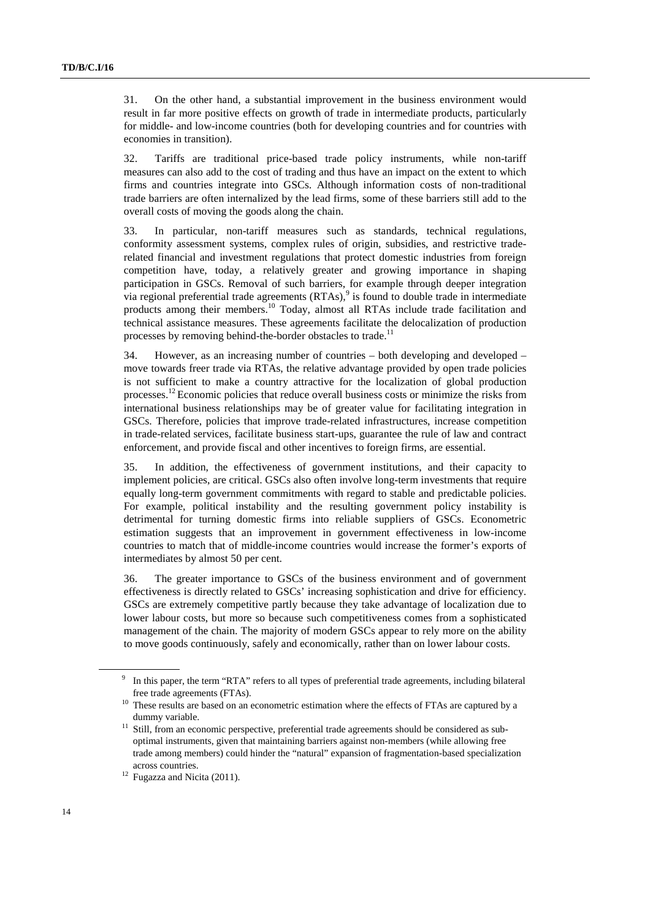31. On the other hand, a substantial improvement in the business environment would result in far more positive effects on growth of trade in intermediate products, particularly for middle- and low-income countries (both for developing countries and for countries with economies in transition).

32. Tariffs are traditional price-based trade policy instruments, while non-tariff measures can also add to the cost of trading and thus have an impact on the extent to which firms and countries integrate into GSCs. Although information costs of non-traditional trade barriers are often internalized by the lead firms, some of these barriers still add to the overall costs of moving the goods along the chain.

33. In particular, non-tariff measures such as standards, technical regulations, conformity assessment systems, complex rules of origin, subsidies, and restrictive trade-related financial and investment regulations that protect domestic industries from foreign competition have, today, a relatively greater and growing importance in shaping participation in GSCs. Removal of such barriers, for example through deeper integration via regional preferential trade agreements (RTAs),[9] is found to double trade in intermediate products among their members.[10] Today, almost all RTAs include trade facilitation and technical assistance measures. These agreements facilitate the delocalization of production processes by removing behind-the-border obstacles to trade.[11]

34. However, as an increasing number of countries – both developing and developed – move towards freer trade via RTAs, the relative advantage provided by open trade policies is not sufficient to make a country attractive for the localization of global production processes.[12] Economic policies that reduce overall business costs or minimize the risks from international business relationships may be of greater value for facilitating integration in GSCs. Therefore, policies that improve trade-related infrastructures, increase competition in trade-related services, facilitate business start-ups, guarantee the rule of law and contract enforcement, and provide fiscal and other incentives to foreign firms, are essential.

35. In addition, the effectiveness of government institutions, and their capacity to implement policies, are critical. GSCs also often involve long-term investments that require equally long-term government commitments with regard to stable and predictable policies. For example, political instability and the resulting government policy instability is detrimental for turning domestic firms into reliable suppliers of GSCs. Econometric estimation suggests that an improvement in government effectiveness in low-income countries to match that of middle-income countries would increase the former's exports of intermediates by almost 50 per cent.

36. The greater importance to GSCs of the business environment and of government effectiveness is directly related to GSCs' increasing sophistication and drive for efficiency. GSCs are extremely competitive partly because they take advantage of localization due to lower labour costs, but more so because such competitiveness comes from a sophisticated management of the chain. The majority of modern GSCs appear to rely more on the ability to move goods continuously, safely and economically, rather than on lower labour costs.

---

[9] In this paper, the term "RTA" refers to all types of preferential trade agreements, including bilateral free trade agreements (FTAs).

[10] These results are based on an econometric estimation where the effects of FTAs are captured by a dummy variable.

[11] Still, from an economic perspective, preferential trade agreements should be considered as sub-optimal instruments, given that maintaining barriers against non-members (while allowing free trade among members) could hinder the "natural" expansion of fragmentation-based specialization across countries.

[12] Fugazza and Nicita (2011).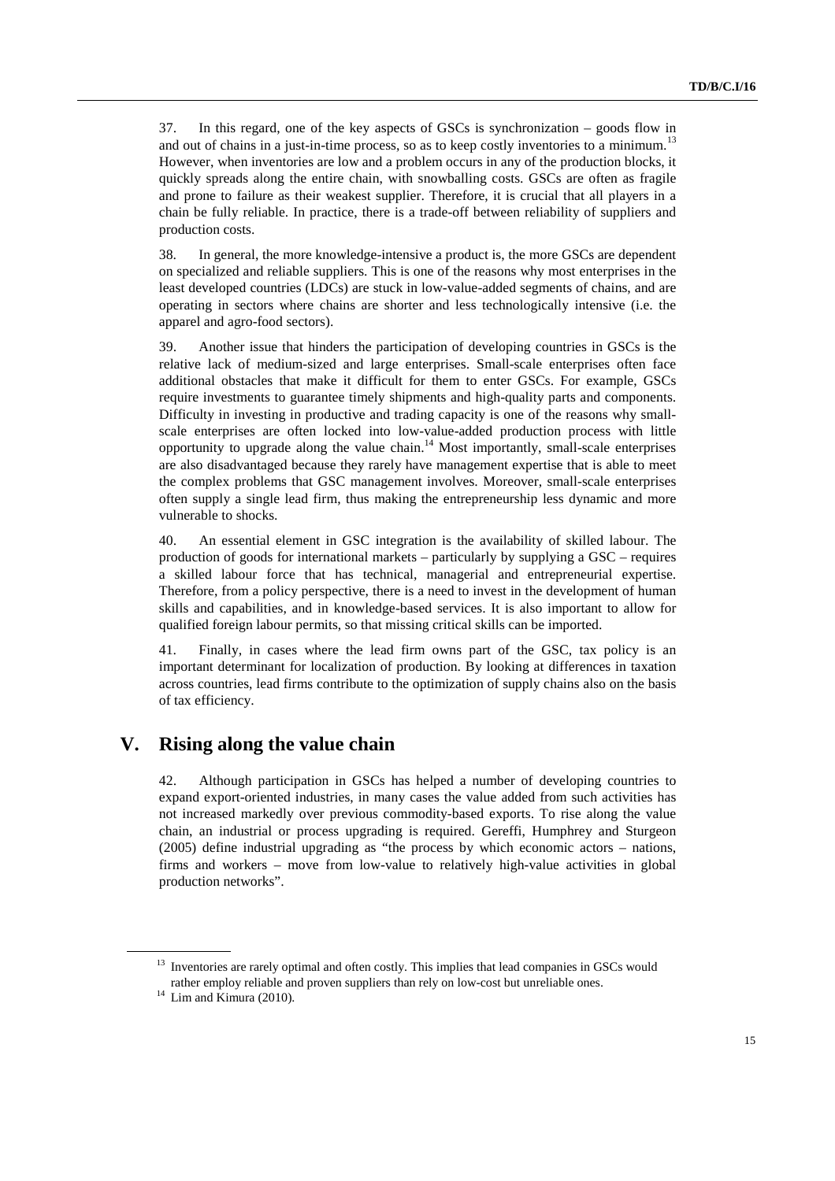37. In this regard, one of the key aspects of GSCs is synchronization – goods flow in and out of chains in a just-in-time process, so as to keep costly inventories to a minimum.[13] However, when inventories are low and a problem occurs in any of the production blocks, it quickly spreads along the entire chain, with snowballing costs. GSCs are often as fragile and prone to failure as their weakest supplier. Therefore, it is crucial that all players in a chain be fully reliable. In practice, there is a trade-off between reliability of suppliers and production costs.

38. In general, the more knowledge-intensive a product is, the more GSCs are dependent on specialized and reliable suppliers. This is one of the reasons why most enterprises in the least developed countries (LDCs) are stuck in low-value-added segments of chains, and are operating in sectors where chains are shorter and less technologically intensive (i.e. the apparel and agro-food sectors).

39. Another issue that hinders the participation of developing countries in GSCs is the relative lack of medium-sized and large enterprises. Small-scale enterprises often face additional obstacles that make it difficult for them to enter GSCs. For example, GSCs require investments to guarantee timely shipments and high-quality parts and components. Difficulty in investing in productive and trading capacity is one of the reasons why small-scale enterprises are often locked into low-value-added production process with little opportunity to upgrade along the value chain.[14] Most importantly, small-scale enterprises are also disadvantaged because they rarely have management expertise that is able to meet the complex problems that GSC management involves. Moreover, small-scale enterprises often supply a single lead firm, thus making the entrepreneurship less dynamic and more vulnerable to shocks.

40. An essential element in GSC integration is the availability of skilled labour. The production of goods for international markets – particularly by supplying a GSC – requires a skilled labour force that has technical, managerial and entrepreneurial expertise. Therefore, from a policy perspective, there is a need to invest in the development of human skills and capabilities, and in knowledge-based services. It is also important to allow for qualified foreign labour permits, so that missing critical skills can be imported.

41. Finally, in cases where the lead firm owns part of the GSC, tax policy is an important determinant for localization of production. By looking at differences in taxation across countries, lead firms contribute to the optimization of supply chains also on the basis of tax efficiency.

# V. Rising along the value chain

42. Although participation in GSCs has helped a number of developing countries to expand export-oriented industries, in many cases the value added from such activities has not increased markedly over previous commodity-based exports. To rise along the value chain, an industrial or process upgrading is required. Gereffi, Humphrey and Sturgeon (2005) define industrial upgrading as "the process by which economic actors – nations, firms and workers – move from low-value to relatively high-value activities in global production networks".

[13] Inventories are rarely optimal and often costly. This implies that lead companies in GSCs would rather employ reliable and proven suppliers than rely on low-cost but unreliable ones.

[14] Lim and Kimura (2010).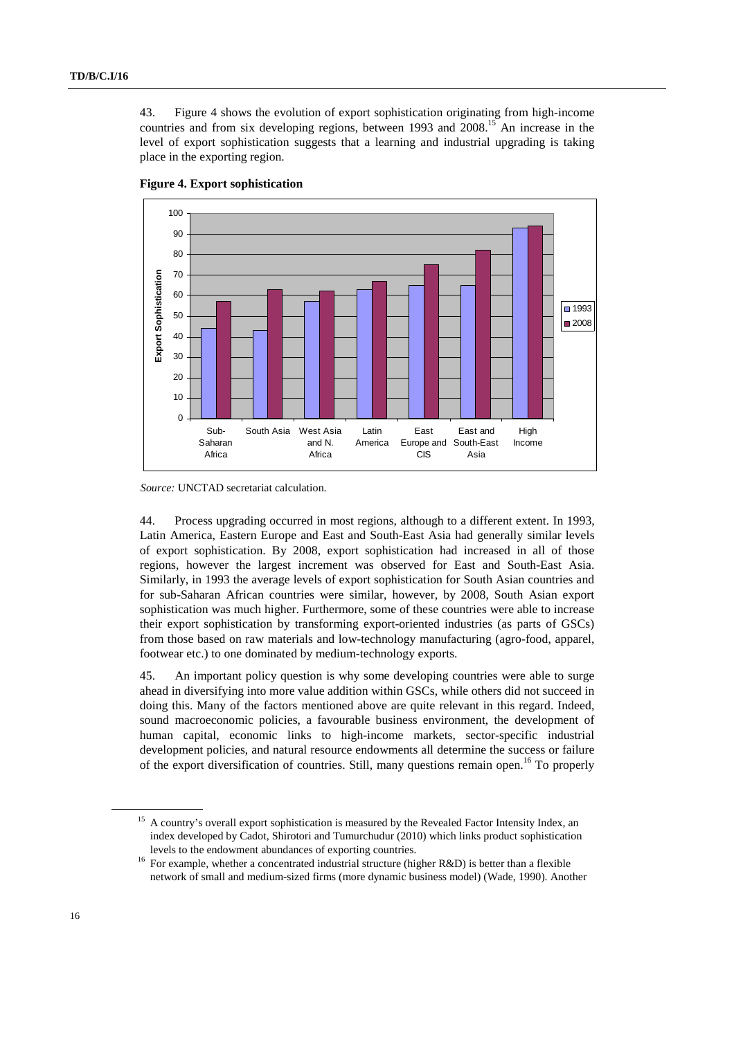43. Figure 4 shows the evolution of export sophistication originating from high-income countries and from six developing regions, between 1993 and 2008.[15] An increase in the level of export sophistication suggests that a learning and industrial upgrading is taking place in the exporting region.

**Figure 4. Export sophistication**

*Source:* UNCTAD secretariat calculation.

44. Process upgrading occurred in most regions, although to a different extent. In 1993, Latin America, Eastern Europe and East and South-East Asia had generally similar levels of export sophistication. By 2008, export sophistication had increased in all of those regions, however the largest increment was observed for East and South-East Asia. Similarly, in 1993 the average levels of export sophistication for South Asian countries and for sub-Saharan African countries were similar, however, by 2008, South Asian export sophistication was much higher. Furthermore, some of these countries were able to increase their export sophistication by transforming export-oriented industries (as parts of GSCs) from those based on raw materials and low-technology manufacturing (agro-food, apparel, footwear etc.) to one dominated by medium-technology exports.

45. An important policy question is why some developing countries were able to surge ahead in diversifying into more value addition within GSCs, while others did not succeed in doing this. Many of the factors mentioned above are quite relevant in this regard. Indeed, sound macroeconomic policies, a favourable business environment, the development of human capital, economic links to high-income markets, sector-specific industrial development policies, and natural resource endowments all determine the success or failure of the export diversification of countries. Still, many questions remain open.[16] To properly

[15] A country's overall export sophistication is measured by the Revealed Factor Intensity Index, an index developed by Cadot, Shirotori and Tumurchudur (2010) which links product sophistication levels to the endowment abundances of exporting countries.

[16] For example, whether a concentrated industrial structure (higher R&D) is better than a flexible network of small and medium-sized firms (more dynamic business model) (Wade, 1990). Another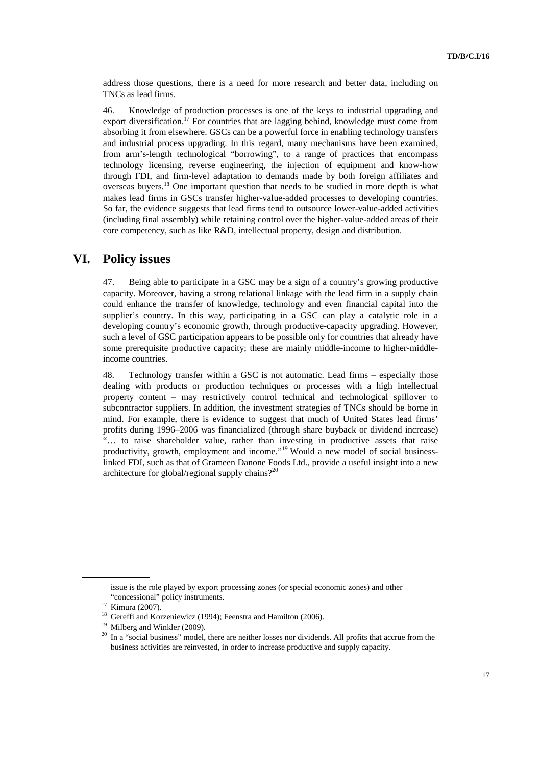address those questions, there is a need for more research and better data, including on TNCs as lead firms.

46. Knowledge of production processes is one of the keys to industrial upgrading and export diversification.[17] For countries that are lagging behind, knowledge must come from absorbing it from elsewhere. GSCs can be a powerful force in enabling technology transfers and industrial process upgrading. In this regard, many mechanisms have been examined, from arm's-length technological "borrowing", to a range of practices that encompass technology licensing, reverse engineering, the injection of equipment and know-how through FDI, and firm-level adaptation to demands made by both foreign affiliates and overseas buyers.[18] One important question that needs to be studied in more depth is what makes lead firms in GSCs transfer higher-value-added processes to developing countries. So far, the evidence suggests that lead firms tend to outsource lower-value-added activities (including final assembly) while retaining control over the higher-value-added areas of their core competency, such as like R&D, intellectual property, design and distribution.

# VI. Policy issues

47. Being able to participate in a GSC may be a sign of a country's growing productive capacity. Moreover, having a strong relational linkage with the lead firm in a supply chain could enhance the transfer of knowledge, technology and even financial capital into the supplier's country. In this way, participating in a GSC can play a catalytic role in a developing country's economic growth, through productive-capacity upgrading. However, such a level of GSC participation appears to be possible only for countries that already have some prerequisite productive capacity; these are mainly middle-income to higher-middle-income countries.

48. Technology transfer within a GSC is not automatic. Lead firms – especially those dealing with products or production techniques or processes with a high intellectual property content – may restrictively control technical and technological spillover to subcontractor suppliers. In addition, the investment strategies of TNCs should be borne in mind. For example, there is evidence to suggest that much of United States lead firms' profits during 1996–2006 was financialized (through share buyback or dividend increase) "… to raise shareholder value, rather than investing in productive assets that raise productivity, growth, employment and income."[19] Would a new model of social business-linked FDI, such as that of Grameen Danone Foods Ltd., provide a useful insight into a new architecture for global/regional supply chains?[20]

---

issue is the role played by export processing zones (or special economic zones) and other "concessional" policy instruments.

[17] Kimura (2007).

[18] Gereffi and Korzeniewicz (1994); Feenstra and Hamilton (2006).

[19] Milberg and Winkler (2009).

[20] In a "social business" model, there are neither losses nor dividends. All profits that accrue from the business activities are reinvested, in order to increase productive and supply capacity.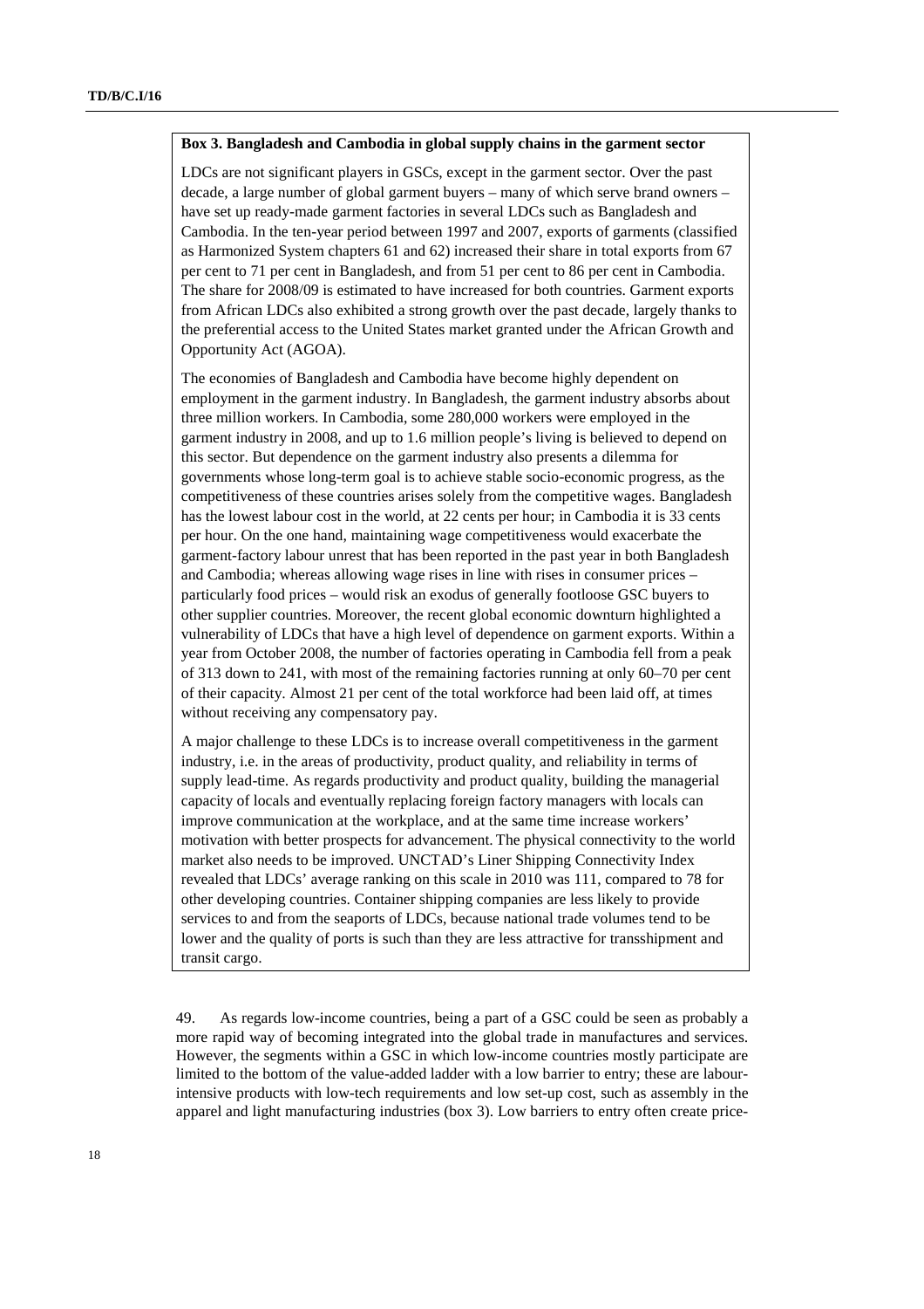**Box 3. Bangladesh and Cambodia in global supply chains in the garment sector**

LDCs are not significant players in GSCs, except in the garment sector. Over the past decade, a large number of global garment buyers – many of which serve brand owners – have set up ready-made garment factories in several LDCs such as Bangladesh and Cambodia. In the ten-year period between 1997 and 2007, exports of garments (classified as Harmonized System chapters 61 and 62) increased their share in total exports from 67 per cent to 71 per cent in Bangladesh, and from 51 per cent to 86 per cent in Cambodia. The share for 2008/09 is estimated to have increased for both countries. Garment exports from African LDCs also exhibited a strong growth over the past decade, largely thanks to the preferential access to the United States market granted under the African Growth and Opportunity Act (AGOA).

The economies of Bangladesh and Cambodia have become highly dependent on employment in the garment industry. In Bangladesh, the garment industry absorbs about three million workers. In Cambodia, some 280,000 workers were employed in the garment industry in 2008, and up to 1.6 million people's living is believed to depend on this sector. But dependence on the garment industry also presents a dilemma for governments whose long-term goal is to achieve stable socio-economic progress, as the competitiveness of these countries arises solely from the competitive wages. Bangladesh has the lowest labour cost in the world, at 22 cents per hour; in Cambodia it is 33 cents per hour. On the one hand, maintaining wage competitiveness would exacerbate the garment-factory labour unrest that has been reported in the past year in both Bangladesh and Cambodia; whereas allowing wage rises in line with rises in consumer prices – particularly food prices – would risk an exodus of generally footloose GSC buyers to other supplier countries. Moreover, the recent global economic downturn highlighted a vulnerability of LDCs that have a high level of dependence on garment exports. Within a year from October 2008, the number of factories operating in Cambodia fell from a peak of 313 down to 241, with most of the remaining factories running at only 60–70 per cent of their capacity. Almost 21 per cent of the total workforce had been laid off, at times without receiving any compensatory pay.

A major challenge to these LDCs is to increase overall competitiveness in the garment industry, i.e. in the areas of productivity, product quality, and reliability in terms of supply lead-time. As regards productivity and product quality, building the managerial capacity of locals and eventually replacing foreign factory managers with locals can improve communication at the workplace, and at the same time increase workers' motivation with better prospects for advancement. The physical connectivity to the world market also needs to be improved. UNCTAD's Liner Shipping Connectivity Index revealed that LDCs' average ranking on this scale in 2010 was 111, compared to 78 for other developing countries. Container shipping companies are less likely to provide services to and from the seaports of LDCs, because national trade volumes tend to be lower and the quality of ports is such than they are less attractive for transshipment and transit cargo.

49. As regards low-income countries, being a part of a GSC could be seen as probably a more rapid way of becoming integrated into the global trade in manufactures and services. However, the segments within a GSC in which low-income countries mostly participate are limited to the bottom of the value-added ladder with a low barrier to entry; these are labour-intensive products with low-tech requirements and low set-up cost, such as assembly in the apparel and light manufacturing industries (box 3). Low barriers to entry often create price-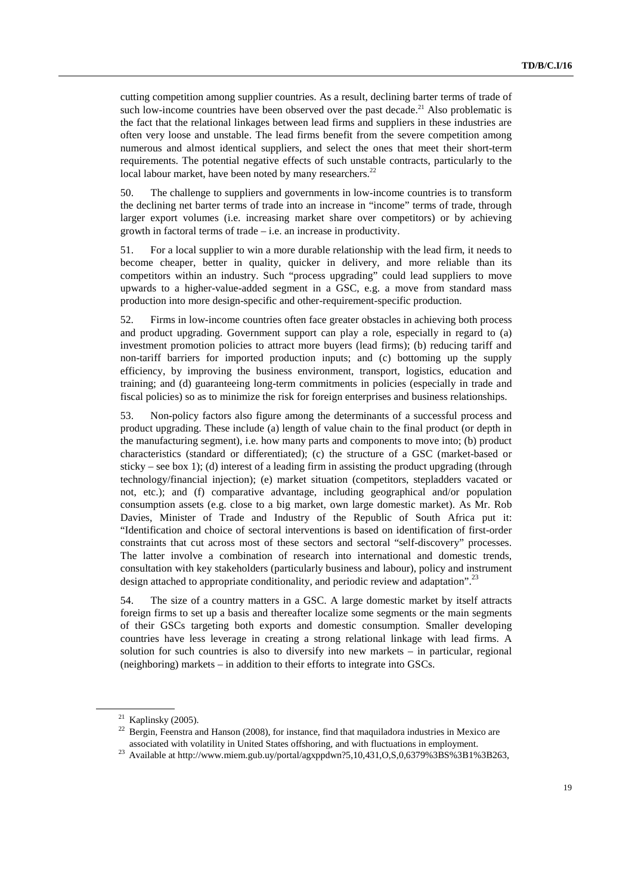cutting competition among supplier countries. As a result, declining barter terms of trade of such low-income countries have been observed over the past decade.[21] Also problematic is the fact that the relational linkages between lead firms and suppliers in these industries are often very loose and unstable. The lead firms benefit from the severe competition among numerous and almost identical suppliers, and select the ones that meet their short-term requirements. The potential negative effects of such unstable contracts, particularly to the local labour market, have been noted by many researchers.[22]

50. The challenge to suppliers and governments in low-income countries is to transform the declining net barter terms of trade into an increase in "income" terms of trade, through larger export volumes (i.e. increasing market share over competitors) or by achieving growth in factoral terms of trade – i.e. an increase in productivity.

51. For a local supplier to win a more durable relationship with the lead firm, it needs to become cheaper, better in quality, quicker in delivery, and more reliable than its competitors within an industry. Such "process upgrading" could lead suppliers to move upwards to a higher-value-added segment in a GSC, e.g. a move from standard mass production into more design-specific and other-requirement-specific production.

52. Firms in low-income countries often face greater obstacles in achieving both process and product upgrading. Government support can play a role, especially in regard to (a) investment promotion policies to attract more buyers (lead firms); (b) reducing tariff and non-tariff barriers for imported production inputs; and (c) bottoming up the supply efficiency, by improving the business environment, transport, logistics, education and training; and (d) guaranteeing long-term commitments in policies (especially in trade and fiscal policies) so as to minimize the risk for foreign enterprises and business relationships.

53. Non-policy factors also figure among the determinants of a successful process and product upgrading. These include (a) length of value chain to the final product (or depth in the manufacturing segment), i.e. how many parts and components to move into; (b) product characteristics (standard or differentiated); (c) the structure of a GSC (market-based or sticky – see box 1); (d) interest of a leading firm in assisting the product upgrading (through technology/financial injection); (e) market situation (competitors, stepladders vacated or not, etc.); and (f) comparative advantage, including geographical and/or population consumption assets (e.g. close to a big market, own large domestic market). As Mr. Rob Davies, Minister of Trade and Industry of the Republic of South Africa put it: "Identification and choice of sectoral interventions is based on identification of first-order constraints that cut across most of these sectors and sectoral "self-discovery" processes. The latter involve a combination of research into international and domestic trends, consultation with key stakeholders (particularly business and labour), policy and instrument design attached to appropriate conditionality, and periodic review and adaptation".[23]

54. The size of a country matters in a GSC. A large domestic market by itself attracts foreign firms to set up a basis and thereafter localize some segments or the main segments of their GSCs targeting both exports and domestic consumption. Smaller developing countries have less leverage in creating a strong relational linkage with lead firms. A solution for such countries is also to diversify into new markets – in particular, regional (neighboring) markets – in addition to their efforts to integrate into GSCs.

---

[21] Kaplinsky (2005).

[22] Bergin, Feenstra and Hanson (2008), for instance, find that maquiladora industries in Mexico are associated with volatility in United States offshoring, and with fluctuations in employment.

[23] Available at http://www.miem.gub.uy/portal/agxppdwn?5,10,431,O,S,0,6379%3BS%3B1%3B263,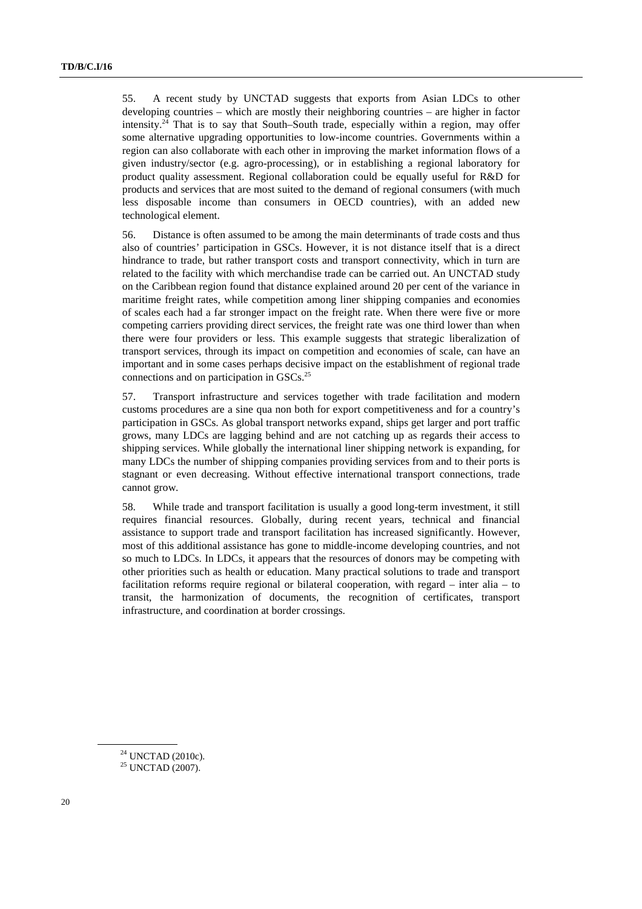55. A recent study by UNCTAD suggests that exports from Asian LDCs to other developing countries – which are mostly their neighboring countries – are higher in factor intensity.[24] That is to say that South–South trade, especially within a region, may offer some alternative upgrading opportunities to low-income countries. Governments within a region can also collaborate with each other in improving the market information flows of a given industry/sector (e.g. agro-processing), or in establishing a regional laboratory for product quality assessment. Regional collaboration could be equally useful for R&D for products and services that are most suited to the demand of regional consumers (with much less disposable income than consumers in OECD countries), with an added new technological element.

56. Distance is often assumed to be among the main determinants of trade costs and thus also of countries' participation in GSCs. However, it is not distance itself that is a direct hindrance to trade, but rather transport costs and transport connectivity, which in turn are related to the facility with which merchandise trade can be carried out. An UNCTAD study on the Caribbean region found that distance explained around 20 per cent of the variance in maritime freight rates, while competition among liner shipping companies and economies of scales each had a far stronger impact on the freight rate. When there were five or more competing carriers providing direct services, the freight rate was one third lower than when there were four providers or less. This example suggests that strategic liberalization of transport services, through its impact on competition and economies of scale, can have an important and in some cases perhaps decisive impact on the establishment of regional trade connections and on participation in GSCs.[25]

57. Transport infrastructure and services together with trade facilitation and modern customs procedures are a sine qua non both for export competitiveness and for a country's participation in GSCs. As global transport networks expand, ships get larger and port traffic grows, many LDCs are lagging behind and are not catching up as regards their access to shipping services. While globally the international liner shipping network is expanding, for many LDCs the number of shipping companies providing services from and to their ports is stagnant or even decreasing. Without effective international transport connections, trade cannot grow.

58. While trade and transport facilitation is usually a good long-term investment, it still requires financial resources. Globally, during recent years, technical and financial assistance to support trade and transport facilitation has increased significantly. However, most of this additional assistance has gone to middle-income developing countries, and not so much to LDCs. In LDCs, it appears that the resources of donors may be competing with other priorities such as health or education. Many practical solutions to trade and transport facilitation reforms require regional or bilateral cooperation, with regard – inter alia – to transit, the harmonization of documents, the recognition of certificates, transport infrastructure, and coordination at border crossings.

---

[24] UNCTAD (2010c).

[25] UNCTAD (2007).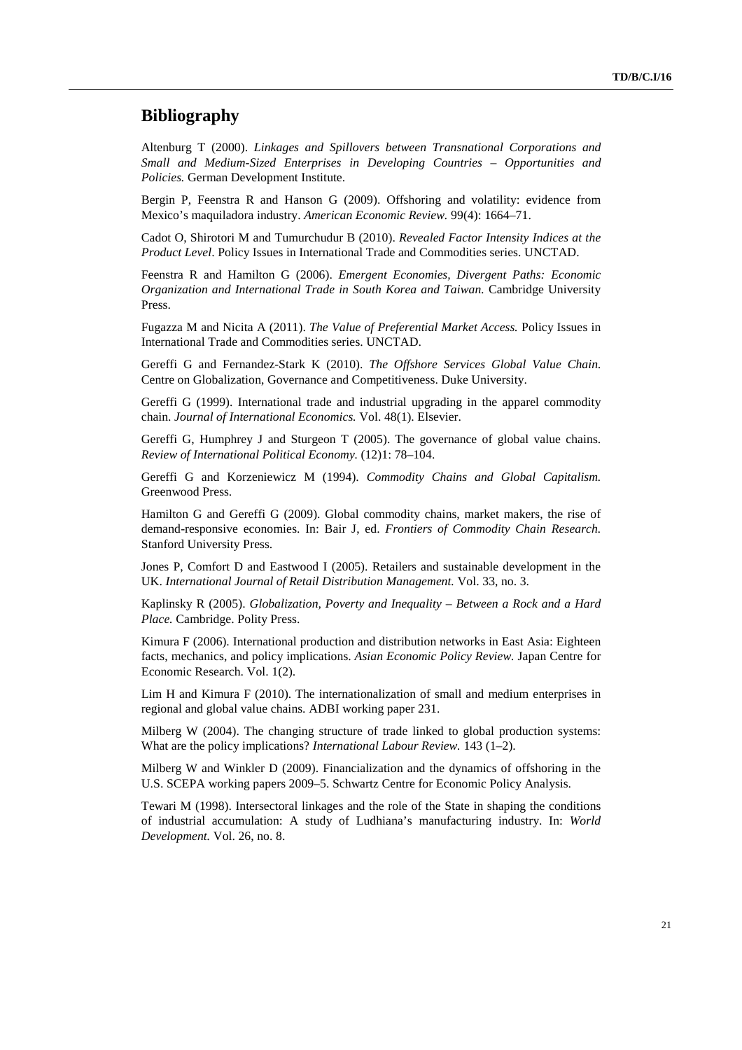## Bibliography

Altenburg T (2000). *Linkages and Spillovers between Transnational Corporations and Small and Medium-Sized Enterprises in Developing Countries – Opportunities and Policies.* German Development Institute.

Bergin P, Feenstra R and Hanson G (2009). Offshoring and volatility: evidence from Mexico's maquiladora industry. *American Economic Review.* 99(4): 1664–71.

Cadot O, Shirotori M and Tumurchudur B (2010). *Revealed Factor Intensity Indices at the Product Level*. Policy Issues in International Trade and Commodities series. UNCTAD.

Feenstra R and Hamilton G (2006). *Emergent Economies, Divergent Paths: Economic Organization and International Trade in South Korea and Taiwan.* Cambridge University Press.

Fugazza M and Nicita A (2011). *The Value of Preferential Market Access.* Policy Issues in International Trade and Commodities series. UNCTAD.

Gereffi G and Fernandez-Stark K (2010). *The Offshore Services Global Value Chain.* Centre on Globalization, Governance and Competitiveness. Duke University.

Gereffi G (1999). International trade and industrial upgrading in the apparel commodity chain. *Journal of International Economics.* Vol. 48(1). Elsevier.

Gereffi G, Humphrey J and Sturgeon T (2005). The governance of global value chains. *Review of International Political Economy.* (12)1: 78–104.

Gereffi G and Korzeniewicz M (1994). *Commodity Chains and Global Capitalism.* Greenwood Press.

Hamilton G and Gereffi G (2009). Global commodity chains, market makers, the rise of demand-responsive economies. In: Bair J, ed. *Frontiers of Commodity Chain Research.* Stanford University Press.

Jones P, Comfort D and Eastwood I (2005). Retailers and sustainable development in the UK. *International Journal of Retail Distribution Management.* Vol. 33, no. 3.

Kaplinsky R (2005). *Globalization, Poverty and Inequality – Between a Rock and a Hard Place.* Cambridge. Polity Press.

Kimura F (2006). International production and distribution networks in East Asia: Eighteen facts, mechanics, and policy implications. *Asian Economic Policy Review.* Japan Centre for Economic Research. Vol. 1(2).

Lim H and Kimura F (2010). The internationalization of small and medium enterprises in regional and global value chains. ADBI working paper 231.

Milberg W (2004). The changing structure of trade linked to global production systems: What are the policy implications? *International Labour Review.* 143 (1–2).

Milberg W and Winkler D (2009). Financialization and the dynamics of offshoring in the U.S. SCEPA working papers 2009–5. Schwartz Centre for Economic Policy Analysis.

Tewari M (1998). Intersectoral linkages and the role of the State in shaping the conditions of industrial accumulation: A study of Ludhiana's manufacturing industry. In: *World Development.* Vol. 26, no. 8.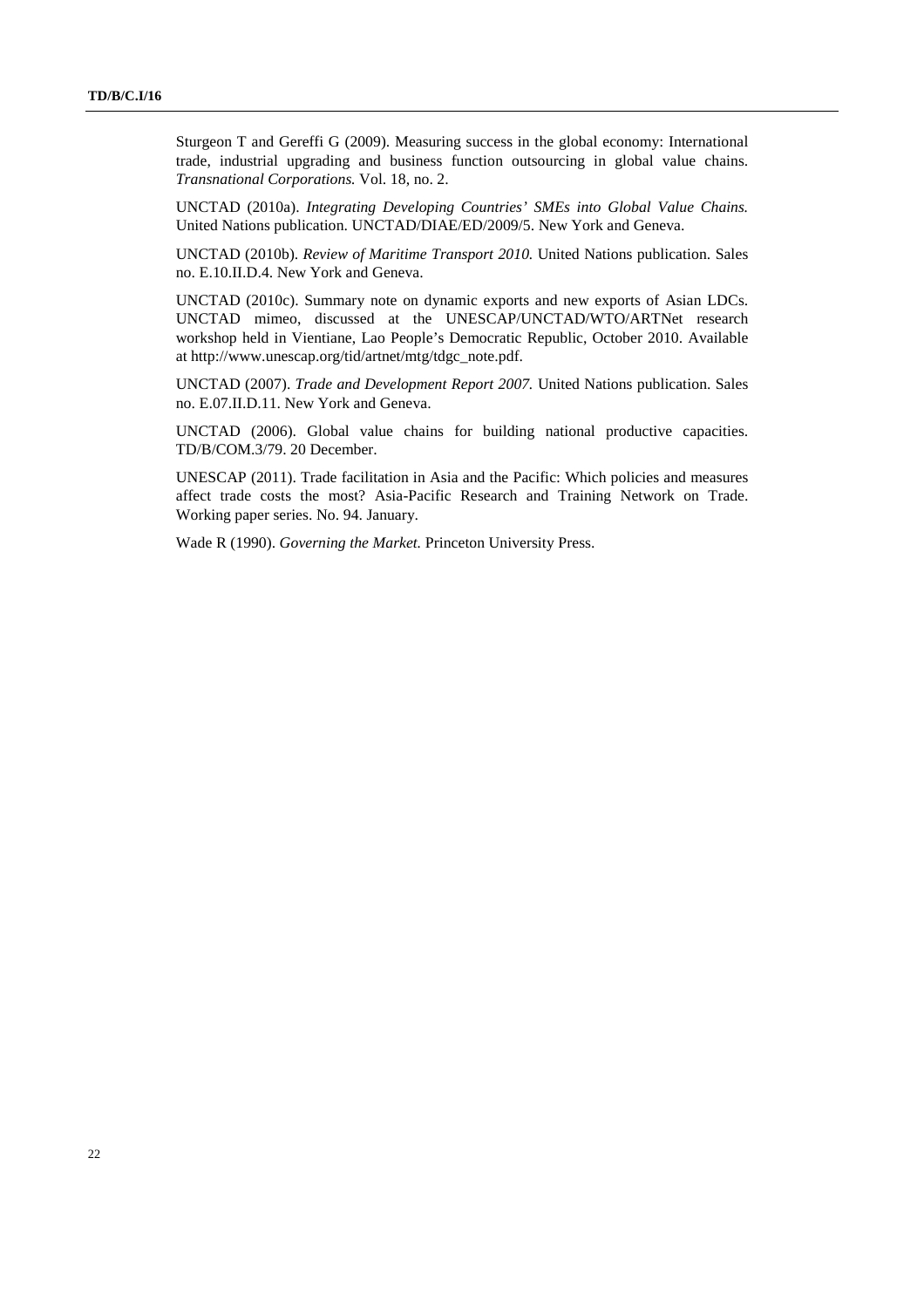Sturgeon T and Gereffi G (2009). Measuring success in the global economy: International trade, industrial upgrading and business function outsourcing in global value chains. *Transnational Corporations.* Vol. 18, no. 2.

UNCTAD (2010a). *Integrating Developing Countries' SMEs into Global Value Chains.* United Nations publication. UNCTAD/DIAE/ED/2009/5. New York and Geneva.

UNCTAD (2010b). *Review of Maritime Transport 2010.* United Nations publication. Sales no. E.10.II.D.4. New York and Geneva.

UNCTAD (2010c). Summary note on dynamic exports and new exports of Asian LDCs. UNCTAD mimeo, discussed at the UNESCAP/UNCTAD/WTO/ARTNet research workshop held in Vientiane, Lao People's Democratic Republic, October 2010. Available at http://www.unescap.org/tid/artnet/mtg/tdgc_note.pdf.

UNCTAD (2007). *Trade and Development Report 2007.* United Nations publication. Sales no. E.07.II.D.11. New York and Geneva.

UNCTAD (2006). Global value chains for building national productive capacities. TD/B/COM.3/79. 20 December.

UNESCAP (2011). Trade facilitation in Asia and the Pacific: Which policies and measures affect trade costs the most? Asia-Pacific Research and Training Network on Trade. Working paper series. No. 94. January.

Wade R (1990). *Governing the Market.* Princeton University Press.